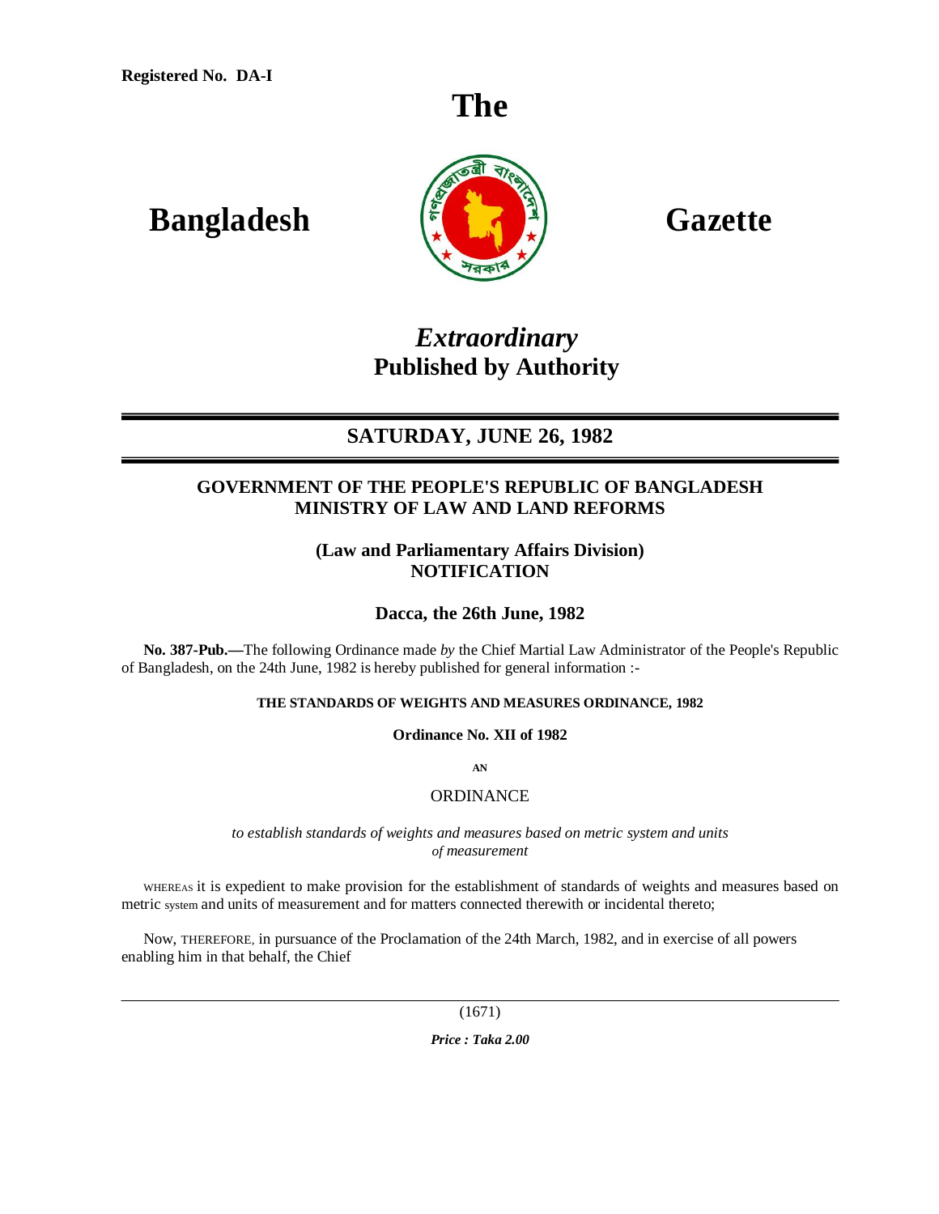Registered No. DA-I

# The Bangladesh Gazette

***Extraordinary***
**Published by Authority**

---

## SATURDAY, JUNE 26, 1982

---

### GOVERNMENT OF THE PEOPLE'S REPUBLIC OF BANGLADESH
### MINISTRY OF LAW AND LAND REFORMS

**(Law and Parliamentary Affairs Division)**
**NOTIFICATION**

**Dacca, the 26th June, 1982**

**No. 387-Pub.—**The following Ordinance made *by* the Chief Martial Law Administrator of the People's Republic of Bangladesh, on the 24th June, 1982 is hereby published for general information :-

**THE STANDARDS OF WEIGHTS AND MEASURES ORDINANCE, 1982**

**Ordinance No. XII of 1982**

**AN**

ORDINANCE

*to establish standards of weights and measures based on metric system and units of measurement*

WHEREAS it is expedient to make provision for the establishment of standards of weights and measures based on metric system and units of measurement and for matters connected therewith or incidental thereto;

Now, THEREFORE, in pursuance of the Proclamation of the 24th March, 1982, and in exercise of all powers enabling him in that behalf, the Chief

---

*Price : Taka 2.00*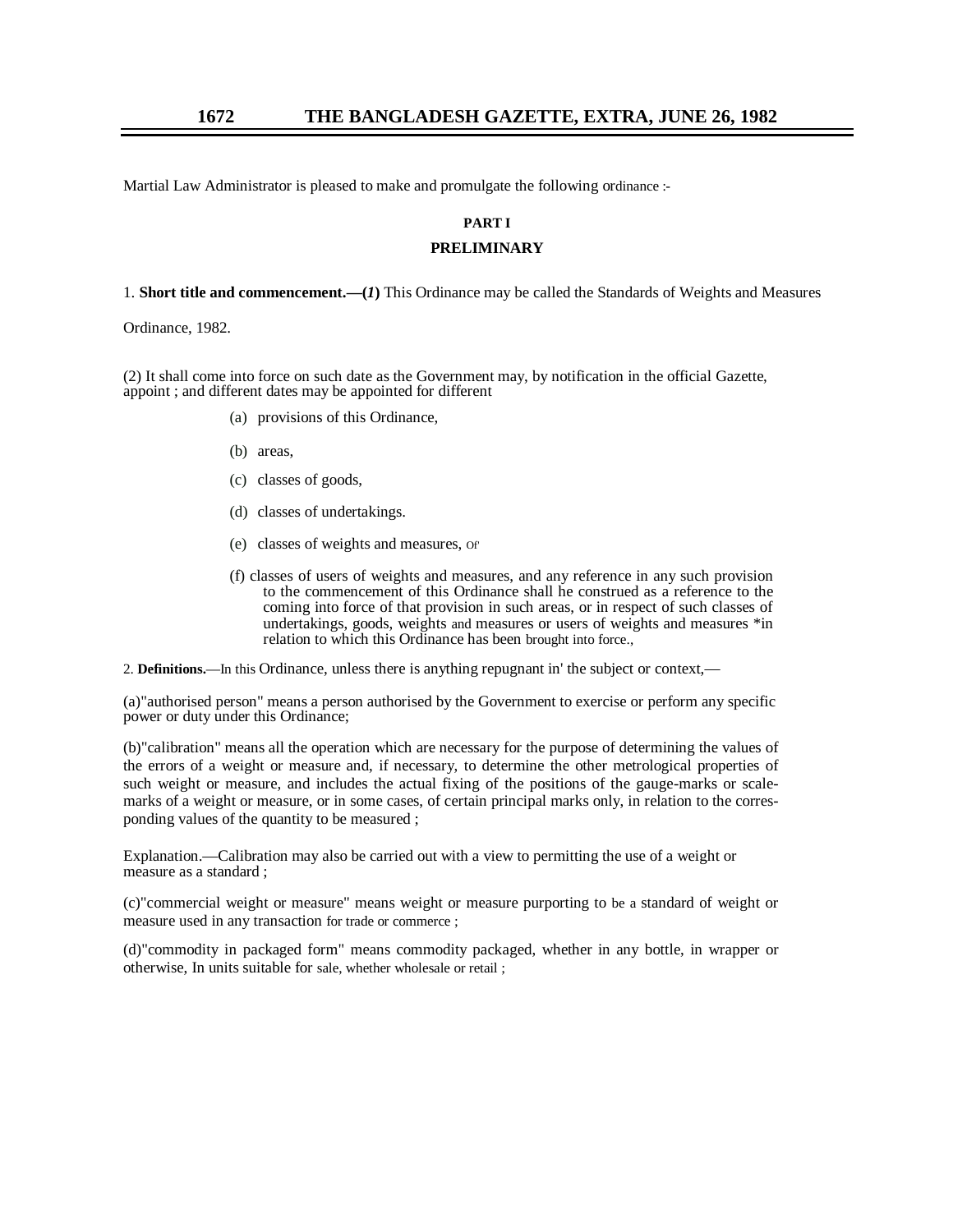Martial Law Administrator is pleased to make and promulgate the following ordinance :-

## PART I

## PRELIMINARY

1. **Short title and commencement.—(*1*)** This Ordinance may be called the Standards of Weights and Measures Ordinance, 1982.

(2) It shall come into force on such date as the Government may, by notification in the official Gazette, appoint ; and different dates may be appointed for different

(a) provisions of this Ordinance,

(b) areas,

(c) classes of goods,

(d) classes of undertakings.

(e) classes of weights and measures, Of'

(f) classes of users of weights and measures, and any reference in any such provision to the commencement of this Ordinance shall he construed as a reference to the coming into force of that provision in such areas, or in respect of such classes of undertakings, goods, weights and measures or users of weights and measures *in relation to which this Ordinance has been brought into force.,

2. **Definitions.**—In this Ordinance, unless there is anything repugnant in' the subject or context,—

(a)"authorised person" means a person authorised by the Government to exercise or perform any specific power or duty under this Ordinance;

(b)"calibration" means all the operation which are necessary for the purpose of determining the values of the errors of a weight or measure and, if necessary, to determine the other metrological properties of such weight or measure, and includes the actual fixing of the positions of the gauge-marks or scale-marks of a weight or measure, or in some cases, of certain principal marks only, in relation to the corresponding values of the quantity to be measured ;

Explanation.—Calibration may also be carried out with a view to permitting the use of a weight or measure as a standard ;

(c)"commercial weight or measure" means weight or measure purporting to be a standard of weight or measure used in any transaction for trade or commerce ;

(d)"commodity in packaged form" means commodity packaged, whether in any bottle, in wrapper or otherwise, In units suitable for sale, whether wholesale or retail ;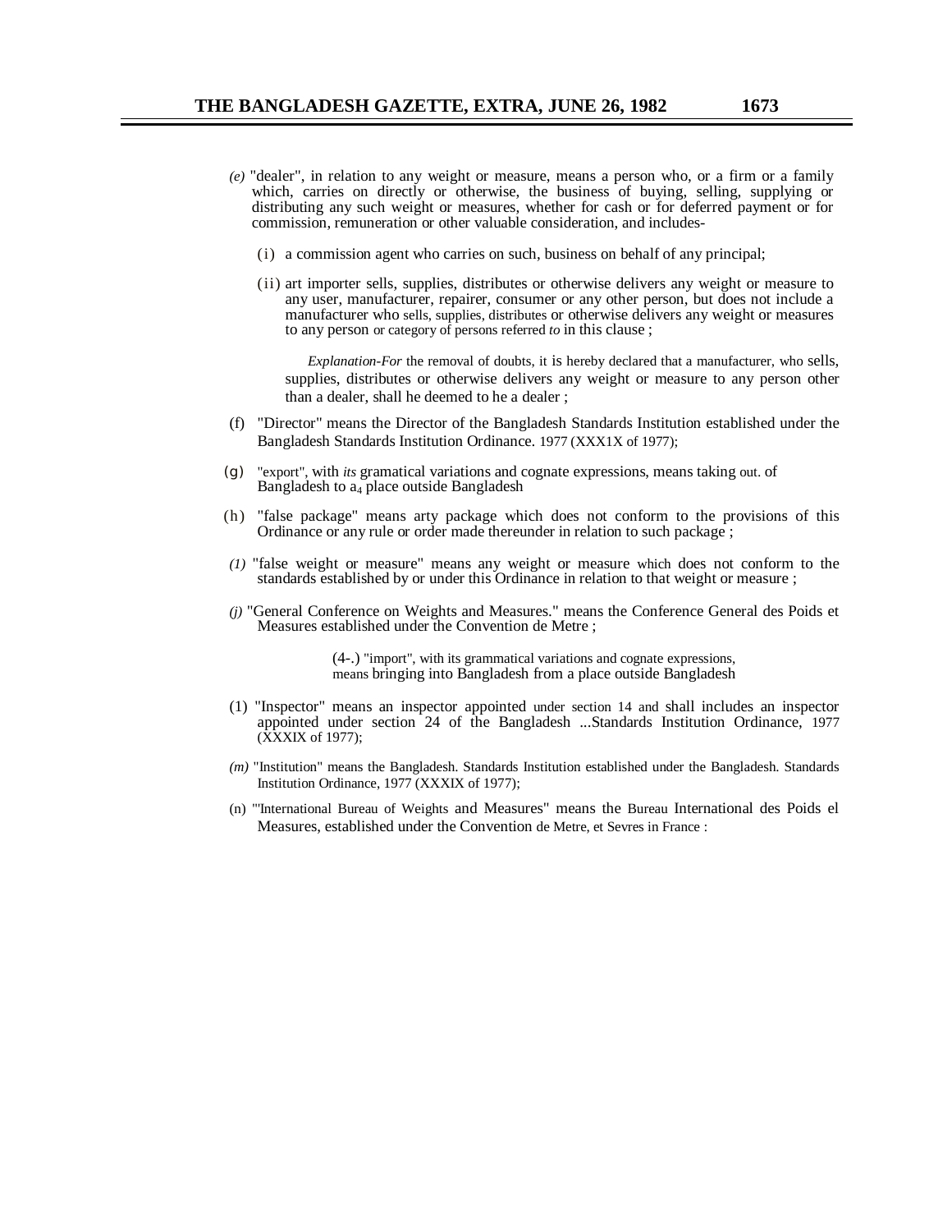(e) "dealer", in relation to any weight or measure, means a person who, or a firm or a family which, carries on directly or otherwise, the business of buying, selling, supplying or distributing any such weight or measures, whether for cash or for deferred payment or for commission, remuneration or other valuable consideration, and includes-

(i) a commission agent who carries on such, business on behalf of any principal;

(ii) art importer sells, supplies, distributes or otherwise delivers any weight or measure to any user, manufacturer, repairer, consumer or any other person, but does not include a manufacturer who sells, supplies, distributes or otherwise delivers any weight or measures to any person or category of persons referred *to* in this clause ;

*Explanation-For* the removal of doubts, it is hereby declared that a manufacturer, who sells, supplies, distributes or otherwise delivers any weight or measure to any person other than a dealer, shall he deemed to he a dealer ;

(f) "Director" means the Director of the Bangladesh Standards Institution established under the Bangladesh Standards Institution Ordinance. 1977 (XXX1X of 1977);

(g) "export", with *its* gramatical variations and cognate expressions, means taking out. of Bangladesh to $a_4$ place outside Bangladesh

(h) "false package" means arty package which does not conform to the provisions of this Ordinance or any rule or order made thereunder in relation to such package ;

*(1)* "false weight or measure" means any weight or measure which does not conform to the standards established by or under this Ordinance in relation to that weight or measure ;

*(j)* "General Conference on Weights and Measures." means the Conference General des Poids et Measures established under the Convention de Metre ;

(4-.) "import", with its grammatical variations and cognate expressions, means bringing into Bangladesh from a place outside Bangladesh

(1) "Inspector" means an inspector appointed under section 14 and shall includes an inspector appointed under section 24 of the Bangladesh ...Standards Institution Ordinance, 1977 (XXXIX of 1977);

*(m)* "Institution" means the Bangladesh. Standards Institution established under the Bangladesh. Standards Institution Ordinance, 1977 (XXXIX of 1977);

(n) "'International Bureau of Weights and Measures" means the Bureau International des Poids el Measures, established under the Convention de Metre, et Sevres in France :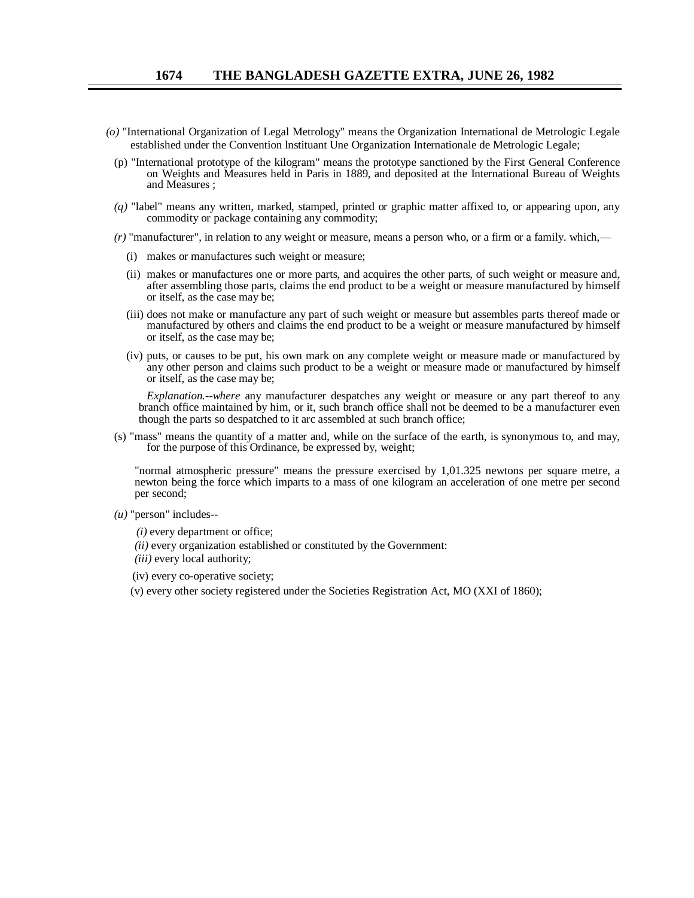*(o)* "International Organization of Legal Metrology" means the Organization International de Metrologic Legale established under the Convention lnstituant Une Organization Internationale de Metrologic Legale;

(p) "International prototype of the kilogram" means the prototype sanctioned by the First General Conference on Weights and Measures held in Paris in 1889, and deposited at the International Bureau of Weights and Measures ;

*(q)* "label" means any written, marked, stamped, printed or graphic matter affixed to, or appearing upon, any commodity or package containing any commodity;

*(r)* "manufacturer", in relation to any weight or measure, means a person who, or a firm or a family. which,—

(i) makes or manufactures such weight or measure;

(ii) makes or manufactures one or more parts, and acquires the other parts, of such weight or measure and, after assembling those parts, claims the end product to be a weight or measure manufactured by himself or itself, as the case may be;

(iii) does not make or manufacture any part of such weight or measure but assembles parts thereof made or manufactured by others and claims the end product to be a weight or measure manufactured by himself or itself, as the case may be;

(iv) puts, or causes to be put, his own mark on any complete weight or measure made or manufactured by any other person and claims such product to be a weight or measure made or manufactured by himself or itself, as the case may be;

*Explanation.--where* any manufacturer despatches any weight or measure or any part thereof to any branch office maintained by him, or it, such branch office shall not be deemed to be a manufacturer even though the parts so despatched to it arc assembled at such branch office;

(s) "mass" means the quantity of a matter and, while on the surface of the earth, is synonymous to, and may, for the purpose of this Ordinance, be expressed by, weight;

"normal atmospheric pressure" means the pressure exercised by 1,01.325 newtons per square metre, a newton being the force which imparts to a mass of one kilogram an acceleration of one metre per second per second;

*(u)* "person" includes--

*(i)* every department or office;

*(ii)* every organization established or constituted by the Government:

*(iii)* every local authority;

(iv) every co-operative society;

(v) every other society registered under the Societies Registration Act, MO (XXI of 1860);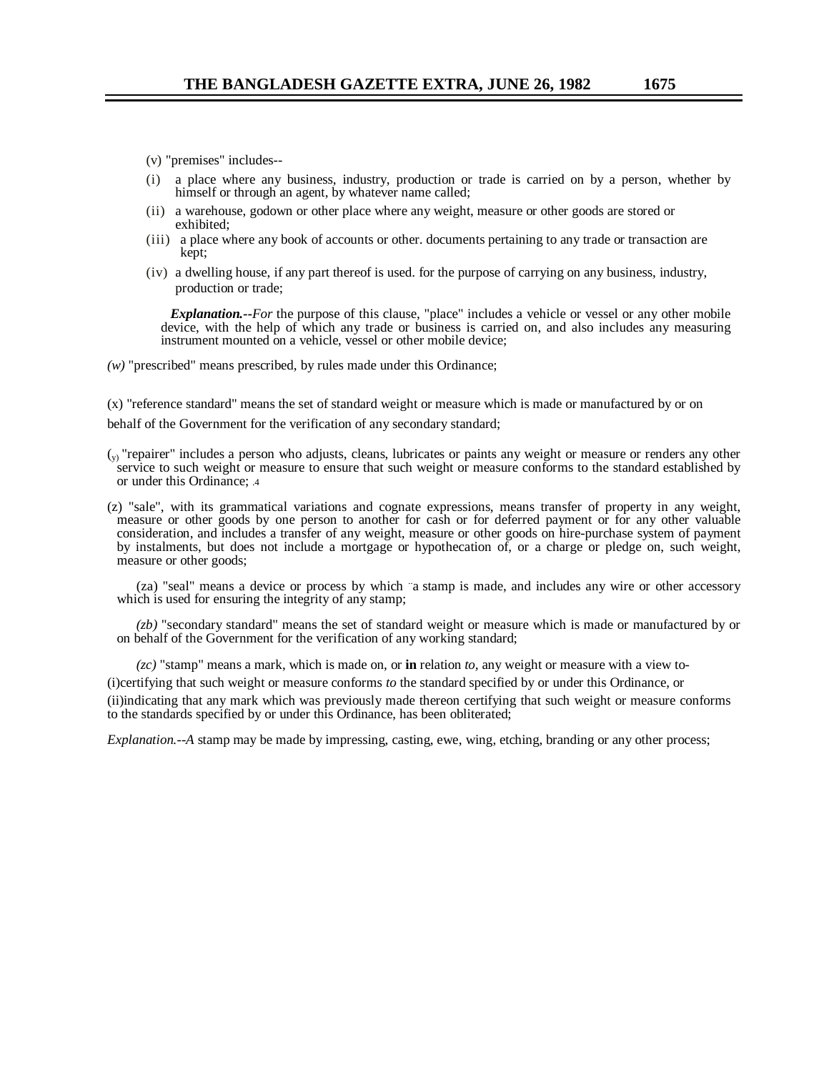(v) "premises" includes--

(i) a place where any business, industry, production or trade is carried on by a person, whether by himself or through an agent, by whatever name called;

(ii) a warehouse, godown or other place where any weight, measure or other goods are stored or exhibited;

(iii) a place where any book of accounts or other. documents pertaining to any trade or transaction are kept;

(iv) a dwelling house, if any part thereof is used. for the purpose of carrying on any business, industry, production or trade;

***Explanation.--For*** the purpose of this clause, "place" includes a vehicle or vessel or any other mobile device, with the help of which any trade or business is carried on, and also includes any measuring instrument mounted on a vehicle, vessel or other mobile device;

*(w)* "prescribed" means prescribed, by rules made under this Ordinance;

(x) "reference standard" means the set of standard weight or measure which is made or manufactured by or on behalf of the Government for the verification of any secondary standard;

(y) "repairer" includes a person who adjusts, cleans, lubricates or paints any weight or measure or renders any other service to such weight or measure to ensure that such weight or measure conforms to the standard established by or under this Ordinance; .4

(z) "sale", with its grammatical variations and cognate expressions, means transfer of property in any weight, measure or other goods by one person to another for cash or for deferred payment or for any other valuable consideration, and includes a transfer of any weight, measure or other goods on hire-purchase system of payment by instalments, but does not include a mortgage or hypothecation of, or a charge or pledge on, such weight, measure or other goods;

(za) "seal" means a device or process by which ¨a stamp is made, and includes any wire or other accessory which is used for ensuring the integrity of any stamp;

*(zb)* "secondary standard" means the set of standard weight or measure which is made or manufactured by or on behalf of the Government for the verification of any working standard;

*(zc)* "stamp" means a mark, which is made on, or **in** relation *to,* any weight or measure with a view to-

(i)certifying that such weight or measure conforms *to* the standard specified by or under this Ordinance, or

(ii)indicating that any mark which was previously made thereon certifying that such weight or measure conforms to the standards specified by or under this Ordinance, has been obliterated;

*Explanation.--A* stamp may be made by impressing, casting, ewe, wing, etching, branding or any other process;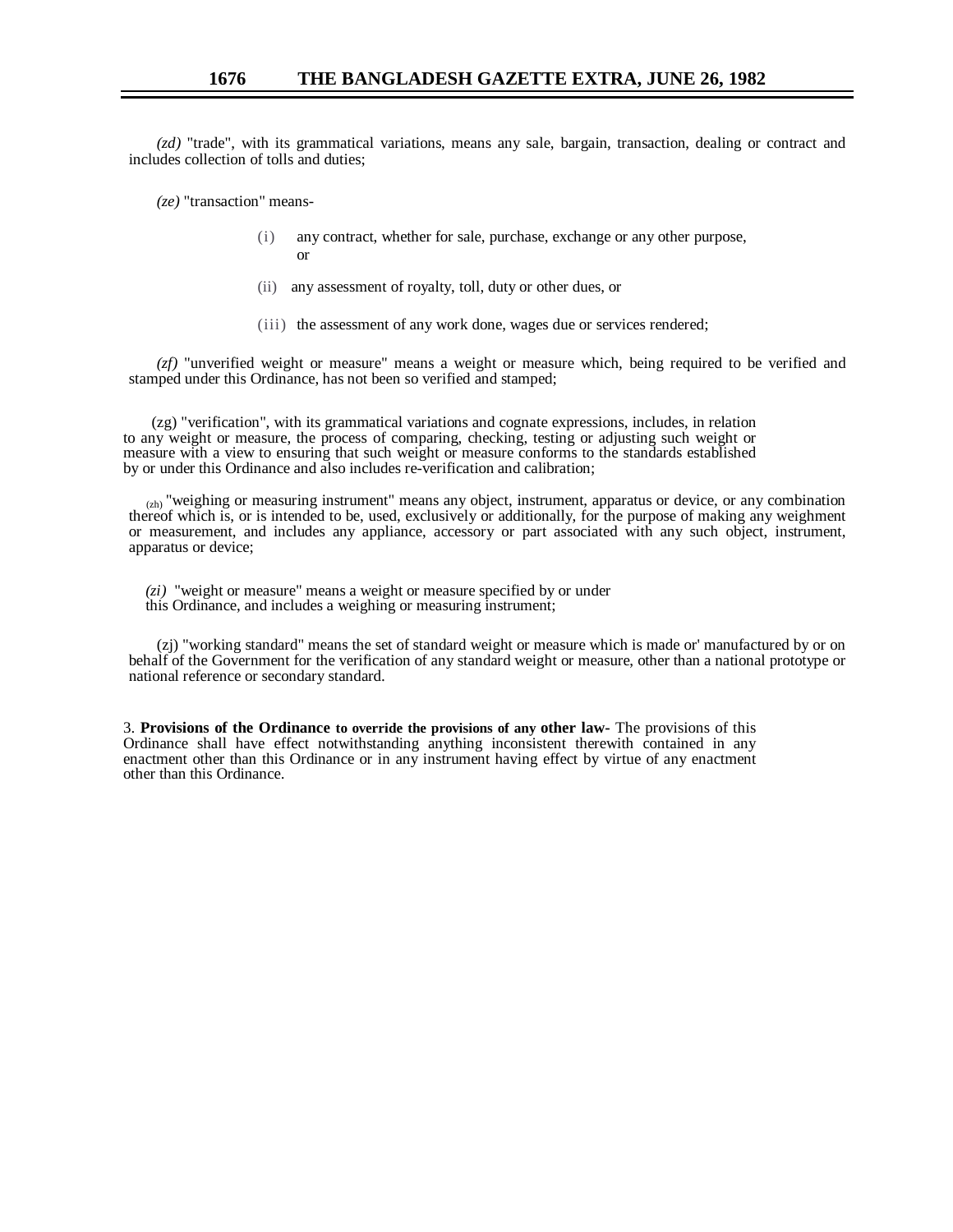*(zd)* "trade", with its grammatical variations, means any sale, bargain, transaction, dealing or contract and includes collection of tolls and duties;

*(ze)* "transaction" means-

(i) any contract, whether for sale, purchase, exchange or any other purpose, or

(ii) any assessment of royalty, toll, duty or other dues, or

(iii) the assessment of any work done, wages due or services rendered;

*(zf)* "unverified weight or measure" means a weight or measure which, being required to be verified and stamped under this Ordinance, has not been so verified and stamped;

(zg) "verification", with its grammatical variations and cognate expressions, includes, in relation to any weight or measure, the process of comparing, checking, testing or adjusting such weight or measure with a view to ensuring that such weight or measure conforms to the standards established by or under this Ordinance and also includes re-verification and calibration;

(zh) "weighing or measuring instrument" means any object, instrument, apparatus or device, or any combination thereof which is, or is intended to be, used, exclusively or additionally, for the purpose of making any weighment or measurement, and includes any appliance, accessory or part associated with any such object, instrument, apparatus or device;

*(zi)* "weight or measure" means a weight or measure specified by or under this Ordinance, and includes a weighing or measuring instrument;

(zj) "working standard" means the set of standard weight or measure which is made or' manufactured by or on behalf of the Government for the verification of any standard weight or measure, other than a national prototype or national reference or secondary standard.

3. **Provisions of the Ordinance to override the provisions of any other law-** The provisions of this Ordinance shall have effect notwithstanding anything inconsistent therewith contained in any enactment other than this Ordinance or in any instrument having effect by virtue of any enactment other than this Ordinance.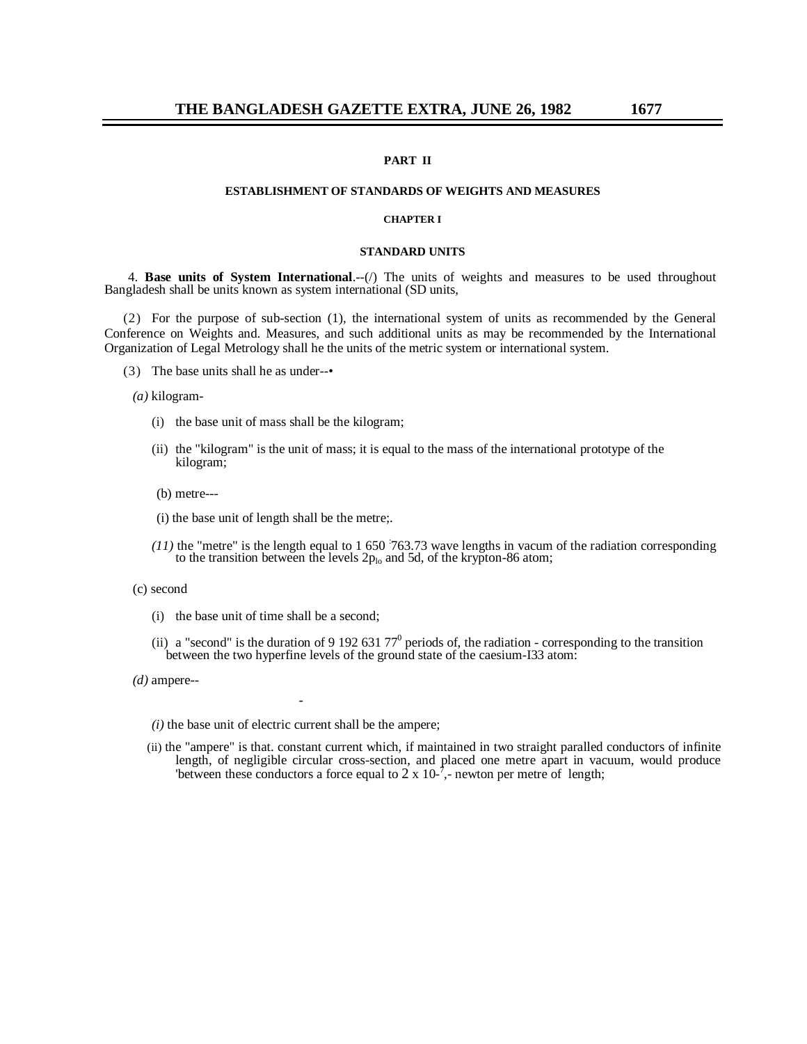## PART II

## ESTABLISHMENT OF STANDARDS OF WEIGHTS AND MEASURES

### CHAPTER I

### STANDARD UNITS

4. **Base units of System International**.--(/) The units of weights and measures to be used throughout Bangladesh shall be units known as system international (SD units,

(2) For the purpose of sub-section (1), the international system of units as recommended by the General Conference on Weights and. Measures, and such additional units as may be recommended by the International Organization of Legal Metrology shall he the units of the metric system or international system.

(3) The base units shall he as under--•

*(a)* kilogram-

(i) the base unit of mass shall be the kilogram;

(ii) the "kilogram" is the unit of mass; it is equal to the mass of the international prototype of the kilogram;

(b) metre---

(i) the base unit of length shall be the metre;.

*(11)* the "metre" is the length equal to 1 650 763.73 wave lengths in vacum of the radiation corresponding to the transition between the levels $2p_{lo}$ and 5d, of the krypton-86 atom;

(c) second

(i) the base unit of time shall be a second;

(ii) a "second" is the duration of 9 192 631 $77^0$ periods of, the radiation - corresponding to the transition between the two hyperfine levels of the ground state of the caesium-I33 atom:

*(d)* ampere--

*(i)* the base unit of electric current shall be the ampere;

(ii) the "ampere" is that. constant current which, if maintained in two straight paralled conductors of infinite length, of negligible circular cross-section, and placed one metre apart in vacuum, would produce 'between these conductors a force equal to $2 \times 10^{-7}$,- newton per metre of length;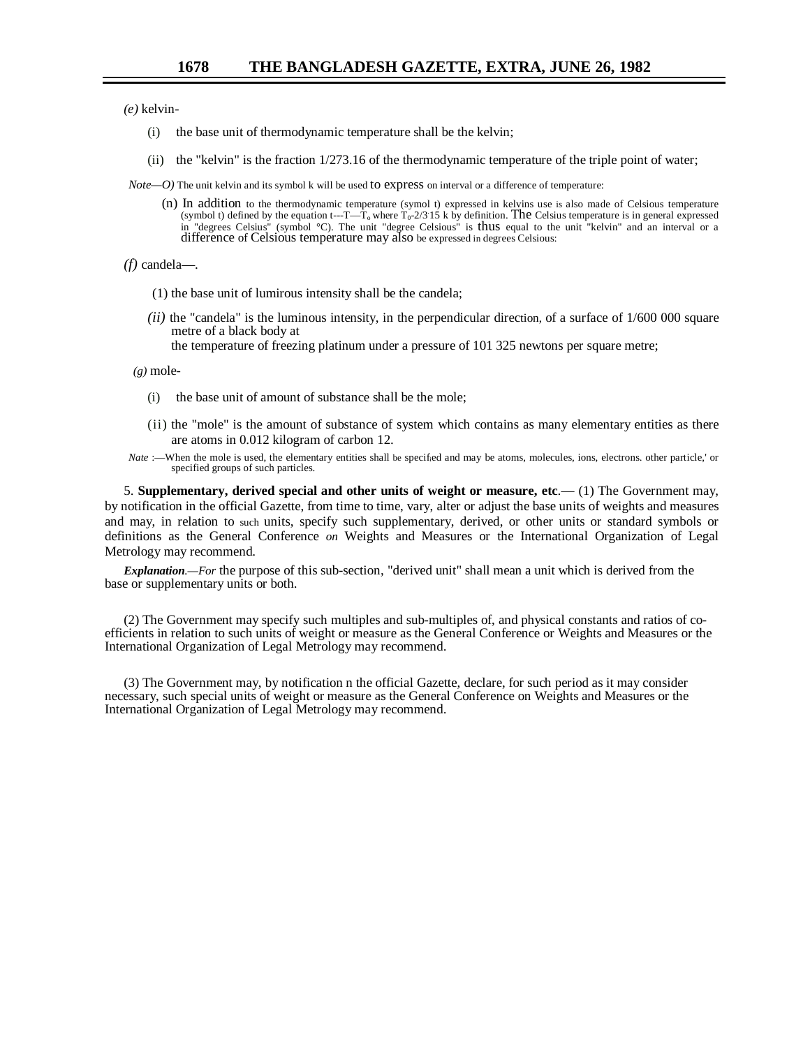*(e)* kelvin-

(i) the base unit of thermodynamic temperature shall be the kelvin;

(ii) the "kelvin" is the fraction 1/273.16 of the thermodynamic temperature of the triple point of water;

*Note—O)* The unit kelvin and its symbol k will be used to express on interval or a difference of temperature:

(n) In addition to the thermodynamic temperature (symol t) expressed in kelvins use is also made of Celsious temperature (symbol t) defined by the equation t---T—$T_0$ where $T_0$-2/3 15 k by definition. The Celsius temperature is in general expressed in "degrees Celsius" (symbol °C). The unit "degree Celsious" is thus equal to the unit "kelvin" and an interval or a difference of Celsious temperature may also be expressed in degrees Celsious:

*(f)* candela—.

(1) the base unit of lumirous intensity shall be the candela;

*(ii)* the "candela" is the luminous intensity, in the perpendicular direction, of a surface of 1/600 000 square metre of a black body at the temperature of freezing platinum under a pressure of 101 325 newtons per square metre;

*(g)* mole-

(i) the base unit of amount of substance shall be the mole;

(ii) the "mole" is the amount of substance of system which contains as many elementary entities as there are atoms in 0.012 kilogram of carbon 12.

*Nate* :—When the mole is used, the elementary entities shall be specified and may be atoms, molecules, ions, electrons. other particle,' or specified groups of such particles.

5. **Supplementary, derived special and other units of weight or measure, etc**.— (1) The Government may, by notification in the official Gazette, from time to time, vary, alter or adjust the base units of weights and measures and may, in relation to such units, specify such supplementary, derived, or other units or standard symbols or definitions as the General Conference *on* Weights and Measures or the International Organization of Legal Metrology may recommend.

***Explanation***.—*For* the purpose of this sub-section, "derived unit" shall mean a unit which is derived from the base or supplementary units or both.

(2) The Government may specify such multiples and sub-multiples of, and physical constants and ratios of co-efficients in relation to such units of weight or measure as the General Conference or Weights and Measures or the International Organization of Legal Metrology may recommend.

(3) The Government may, by notification n the official Gazette, declare, for such period as it may consider necessary, such special units of weight or measure as the General Conference on Weights and Measures or the International Organization of Legal Metrology may recommend.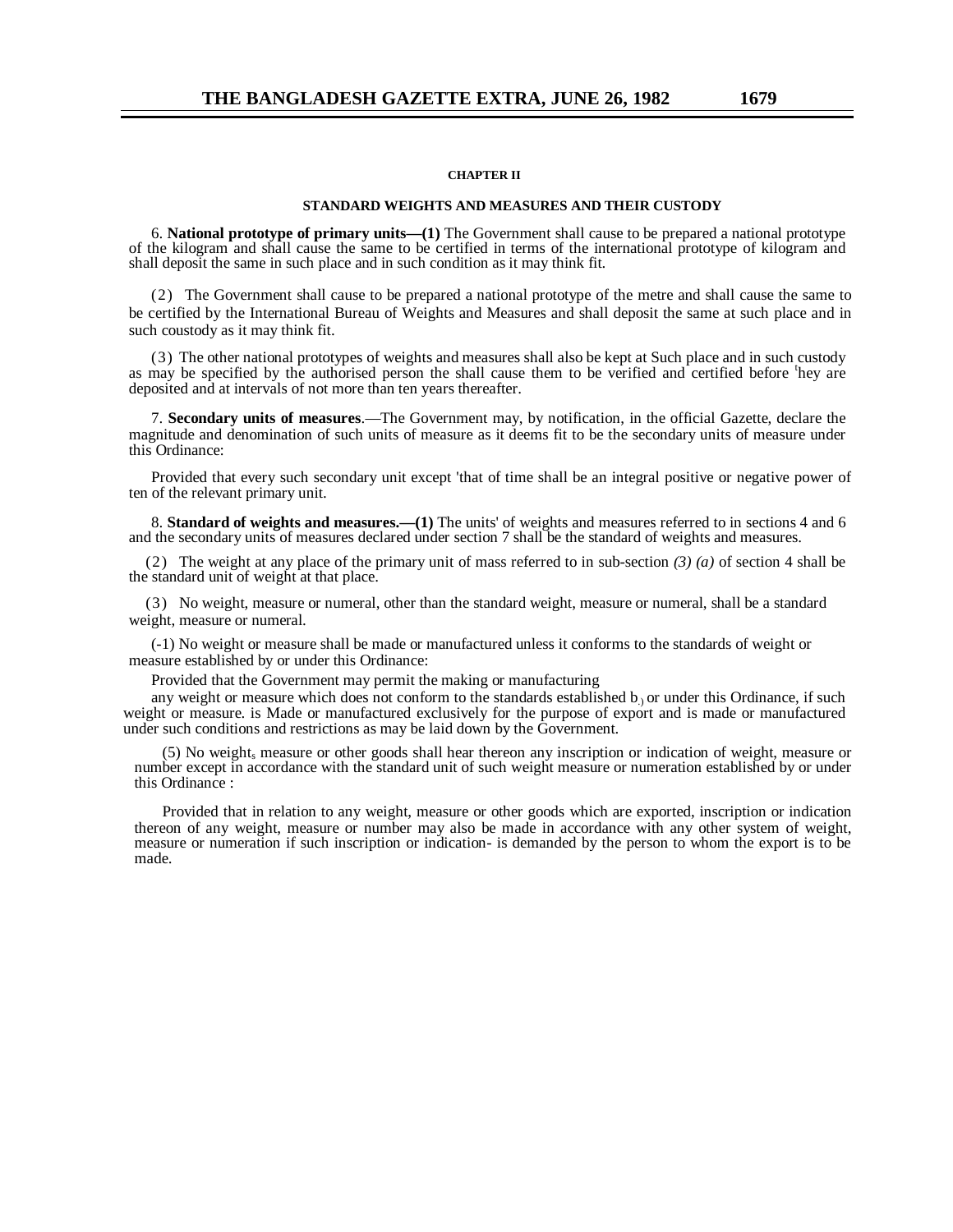## CHAPTER II

### STANDARD WEIGHTS AND MEASURES AND THEIR CUSTODY

6. **National prototype of primary units—(1)** The Government shall cause to be prepared a national prototype of the kilogram and shall cause the same to be certified in terms of the international prototype of kilogram and shall deposit the same in such place and in such condition as it may think fit.

(2) The Government shall cause to be prepared a national prototype of the metre and shall cause the same to be certified by the International Bureau of Weights and Measures and shall deposit the same at such place and in such coustody as it may think fit.

(3) The other national prototypes of weights and measures shall also be kept at Such place and in such custody as may be specified by the authorised person the shall cause them to be verified and certified before [t]hey are deposited and at intervals of not more than ten years thereafter.

7. **Secondary units of measures**.—The Government may, by notification, in the official Gazette, declare the magnitude and denomination of such units of measure as it deems fit to be the secondary units of measure under this Ordinance:

Provided that every such secondary unit except 'that of time shall be an integral positive or negative power of ten of the relevant primary unit.

8. **Standard of weights and measures.—(1)** The units' of weights and measures referred to in sections 4 and 6 and the secondary units of measures declared under section 7 shall be the standard of weights and measures.

(2) The weight at any place of the primary unit of mass referred to in sub-section *(3) (a)* of section 4 shall be the standard unit of weight at that place.

(3) No weight, measure or numeral, other than the standard weight, measure or numeral, shall be a standard weight, measure or numeral.

(-1) No weight or measure shall be made or manufactured unless it conforms to the standards of weight or measure established by or under this Ordinance:

Provided that the Government may permit the making or manufacturing any weight or measure which does not conform to the standards established b,) or under this Ordinance, if such weight or measure. is Made or manufactured exclusively for the purpose of export and is made or manufactured under such conditions and restrictions as may be laid down by the Government.

(5) No weight, measure or other goods shall hear thereon any inscription or indication of weight, measure or number except in accordance with the standard unit of such weight measure or numeration established by or under this Ordinance :

Provided that in relation to any weight, measure or other goods which are exported, inscription or indication thereon of any weight, measure or number may also be made in accordance with any other system of weight, measure or numeration if such inscription or indication- is demanded by the person to whom the export is to be made.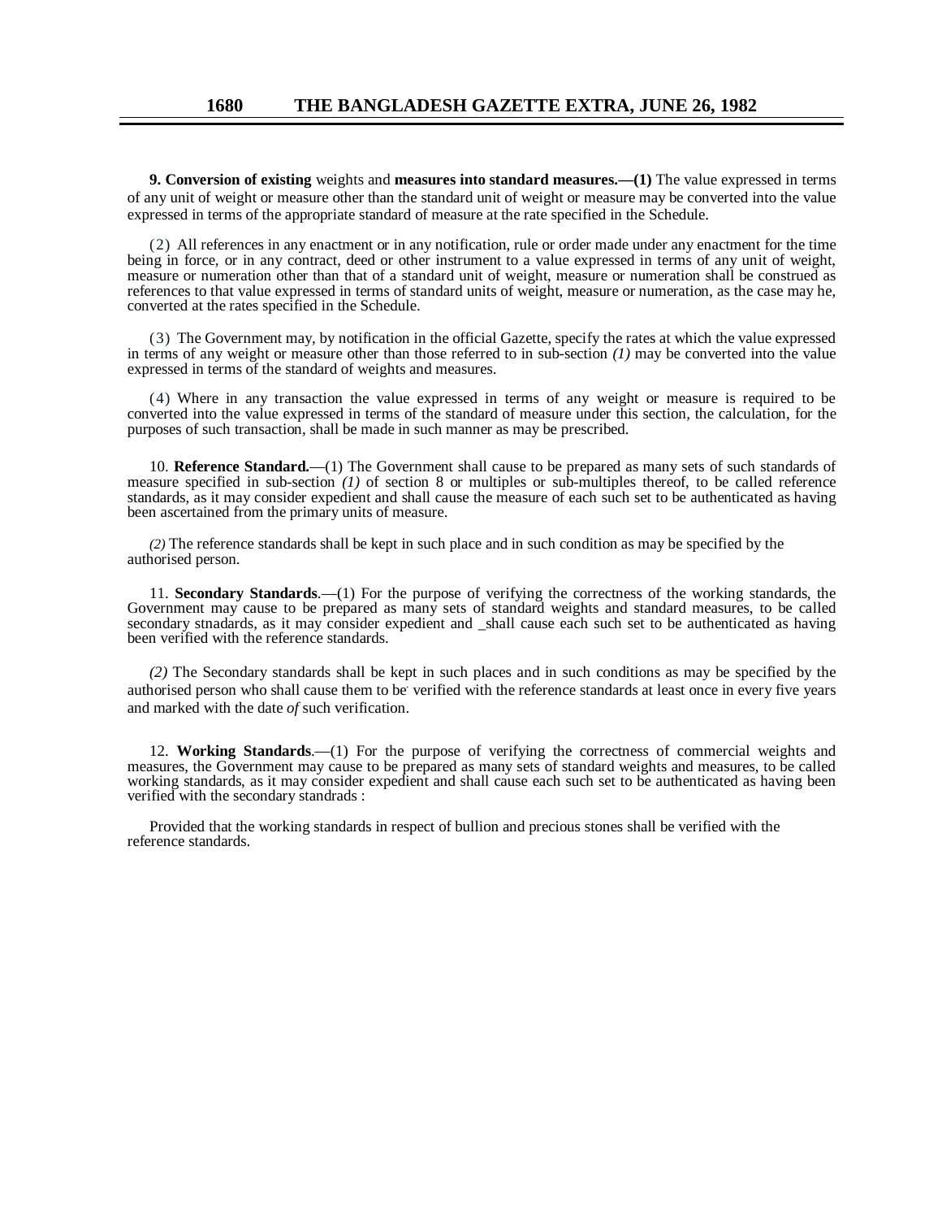**9. Conversion of existing** weights and **measures into standard measures.—(1)** The value expressed in terms of any unit of weight or measure other than the standard unit of weight or measure may be converted into the value expressed in terms of the appropriate standard of measure at the rate specified in the Schedule.

(2) All references in any enactment or in any notification, rule or order made under any enactment for the time being in force, or in any contract, deed or other instrument to a value expressed in terms of any unit of weight, measure or numeration other than that of a standard unit of weight, measure or numeration shall be construed as references to that value expressed in terms of standard units of weight, measure or numeration, as the case may he, converted at the rates specified in the Schedule.

(3) The Government may, by notification in the official Gazette, specify the rates at which the value expressed in terms of any weight or measure other than those referred to in sub-section *(1)* may be converted into the value expressed in terms of the standard of weights and measures.

(4) Where in any transaction the value expressed in terms of any weight or measure is required to be converted into the value expressed in terms of the standard of measure under this section, the calculation, for the purposes of such transaction, shall be made in such manner as may be prescribed.

10. **Reference Standard.**—(1) The Government shall cause to be prepared as many sets of such standards of measure specified in sub-section *(1)* of section 8 or multiples or sub-multiples thereof, to be called reference standards, as it may consider expedient and shall cause the measure of each such set to be authenticated as having been ascertained from the primary units of measure.

*(2)* The reference standards shall be kept in such place and in such condition as may be specified by the authorised person.

11. **Secondary Standards**.—(1) For the purpose of verifying the correctness of the working standards, the Government may cause to be prepared as many sets of standard weights and standard measures, to be called secondary stnadards, as it may consider expedient and _shall cause each such set to be authenticated as having been verified with the reference standards.

*(2)* The Secondary standards shall be kept in such places and in such conditions as may be specified by the authorised person who shall cause them to be verified with the reference standards at least once in every five years and marked with the date *of* such verification.

12. **Working Standards**.—(1) For the purpose of verifying the correctness of commercial weights and measures, the Government may cause to be prepared as many sets of standard weights and measures, to be called working standards, as it may consider expedient and shall cause each such set to be authenticated as having been verified with the secondary standrads :

Provided that the working standards in respect of bullion and precious stones shall be verified with the reference standards.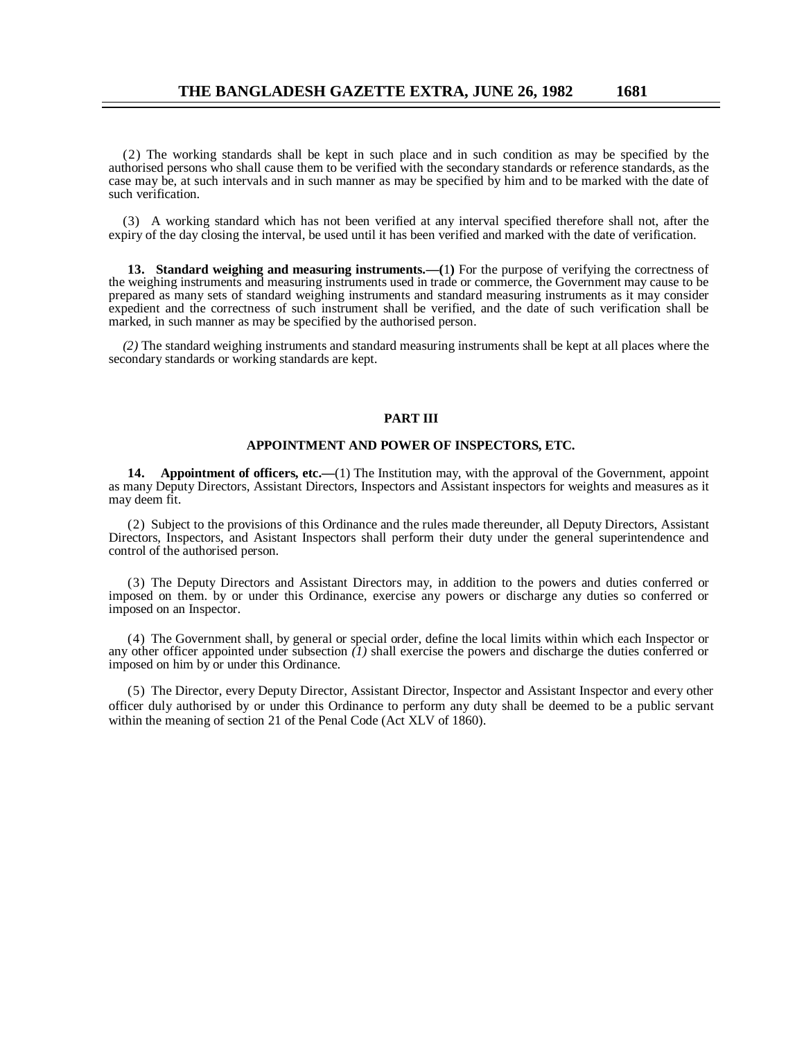(2) The working standards shall be kept in such place and in such condition as may be specified by the authorised persons who shall cause them to be verified with the secondary standards or reference standards, as the case may be, at such intervals and in such manner as may be specified by him and to be marked with the date of such verification.

(3) A working standard which has not been verified at any interval specified therefore shall not, after the expiry of the day closing the interval, be used until it has been verified and marked with the date of verification.

**13. Standard weighing and measuring instruments.—(**1**)** For the purpose of verifying the correctness of the weighing instruments and measuring instruments used in trade or commerce, the Government may cause to be prepared as many sets of standard weighing instruments and standard measuring instruments as it may consider expedient and the correctness of such instrument shall be verified, and the date of such verification shall be marked, in such manner as may be specified by the authorised person.

*(2)* The standard weighing instruments and standard measuring instruments shall be kept at all places where the secondary standards or working standards are kept.

## PART III

## APPOINTMENT AND POWER OF INSPECTORS, ETC.

**14. Appointment of officers, etc.—**(1) The Institution may, with the approval of the Government, appoint as many Deputy Directors, Assistant Directors, Inspectors and Assistant inspectors for weights and measures as it may deem fit.

(2) Subject to the provisions of this Ordinance and the rules made thereunder, all Deputy Directors, Assistant Directors, Inspectors, and Asistant Inspectors shall perform their duty under the general superintendence and control of the authorised person.

(3) The Deputy Directors and Assistant Directors may, in addition to the powers and duties conferred or imposed on them. by or under this Ordinance, exercise any powers or discharge any duties so conferred or imposed on an Inspector.

(4) The Government shall, by general or special order, define the local limits within which each Inspector or any other officer appointed under subsection *(1)* shall exercise the powers and discharge the duties conferred or imposed on him by or under this Ordinance.

(5) The Director, every Deputy Director, Assistant Director, Inspector and Assistant Inspector and every other officer duly authorised by or under this Ordinance to perform any duty shall be deemed to be a public servant within the meaning of section 21 of the Penal Code (Act XLV of 1860).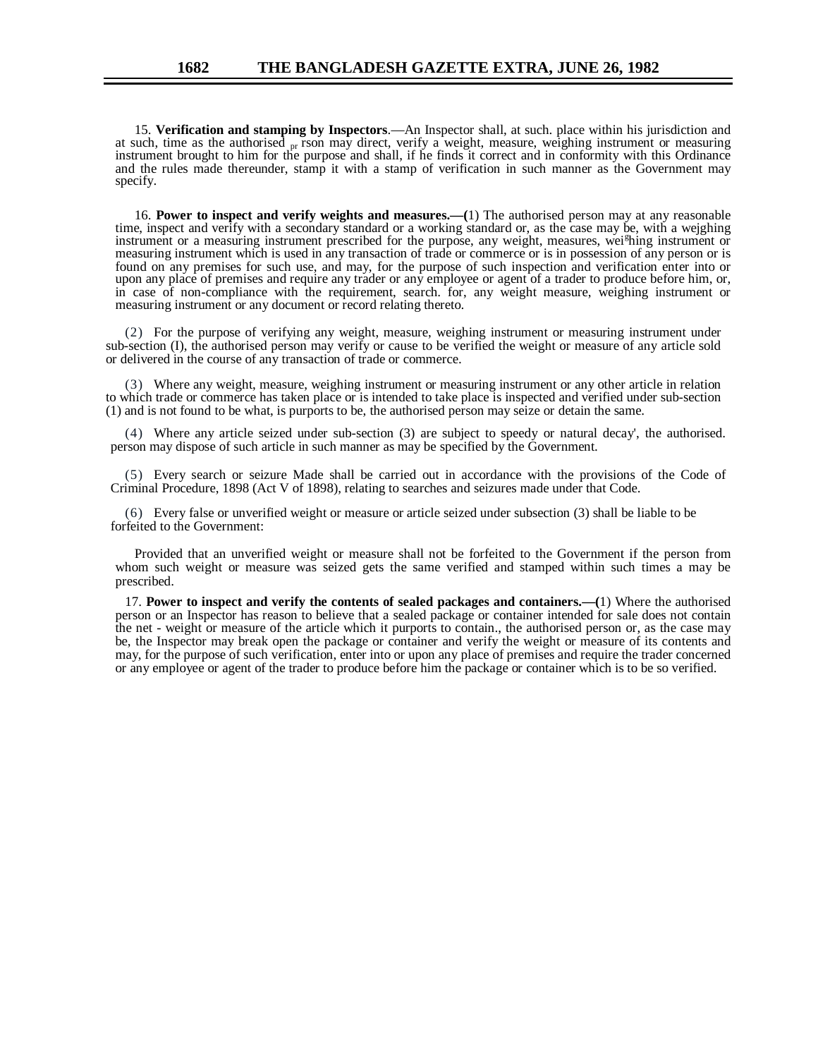15. **Verification and stamping by Inspectors**.—An Inspector shall, at such. place within his jurisdiction and at such, time as the authorised person may direct, verify a weight, measure, weighing instrument or measuring instrument brought to him for the purpose and shall, if he finds it correct and in conformity with this Ordinance and the rules made thereunder, stamp it with a stamp of verification in such manner as the Government may specify.

16. **Power to inspect and verify weights and measures.—(**1) The authorised person may at any reasonable time, inspect and verify with a secondary standard or a working standard or, as the case may be, with a wejghing instrument or a measuring instrument prescribed for the purpose, any weight, measures, weighing instrument or measuring instrument which is used in any transaction of trade or commerce or is in possession of any person or is found on any premises for such use, and may, for the purpose of such inspection and verification enter into or upon any place of premises and require any trader or any employee or agent of a trader to produce before him, or, in case of non-compliance with the requirement, search. for, any weight measure, weighing instrument or measuring instrument or any document or record relating thereto.

(2) For the purpose of verifying any weight, measure, weighing instrument or measuring instrument under sub-section (I), the authorised person may verify or cause to be verified the weight or measure of any article sold or delivered in the course of any transaction of trade or commerce.

(3) Where any weight, measure, weighing instrument or measuring instrument or any other article in relation to which trade or commerce has taken place or is intended to take place is inspected and verified under sub-section (1) and is not found to be what, is purports to be, the authorised person may seize or detain the same.

(4) Where any article seized under sub-section (3) are subject to speedy or natural decay', the authorised. person may dispose of such article in such manner as may be specified by the Government.

(5) Every search or seizure Made shall be carried out in accordance with the provisions of the Code of Criminal Procedure, 1898 (Act V of 1898), relating to searches and seizures made under that Code.

(6) Every false or unverified weight or measure or article seized under subsection (3) shall be liable to be forfeited to the Government:

Provided that an unverified weight or measure shall not be forfeited to the Government if the person from whom such weight or measure was seized gets the same verified and stamped within such times a may be prescribed.

17. **Power to inspect and verify the contents of sealed packages and containers.—(**1) Where the authorised person or an Inspector has reason to believe that a sealed package or container intended for sale does not contain the net - weight or measure of the article which it purports to contain., the authorised person or, as the case may be, the Inspector may break open the package or container and verify the weight or measure of its contents and may, for the purpose of such verification, enter into or upon any place of premises and require the trader concerned or any employee or agent of the trader to produce before him the package or container which is to be so verified.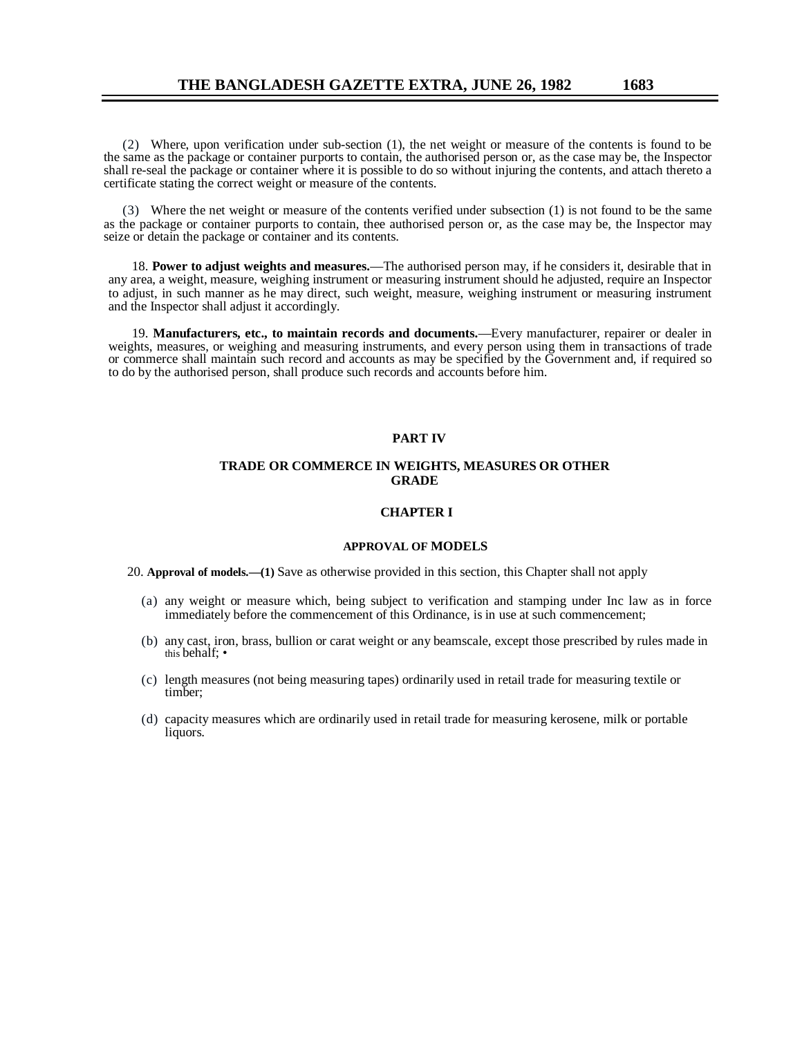(2) Where, upon verification under sub-section (1), the net weight or measure of the contents is found to be the same as the package or container purports to contain, the authorised person or, as the case may be, the Inspector shall re-seal the package or container where it is possible to do so without injuring the contents, and attach thereto a certificate stating the correct weight or measure of the contents.

(3) Where the net weight or measure of the contents verified under subsection (1) is not found to be the same as the package or container purports to contain, thee authorised person or, as the case may be, the Inspector may seize or detain the package or container and its contents.

18. **Power to adjust weights and measures.**—The authorised person may, if he considers it, desirable that in any area, a weight, measure, weighing instrument or measuring instrument should he adjusted, require an Inspector to adjust, in such manner as he may direct, such weight, measure, weighing instrument or measuring instrument and the Inspector shall adjust it accordingly.

19. **Manufacturers, etc., to maintain records and documents.**—Every manufacturer, repairer or dealer in weights, measures, or weighing and measuring instruments, and every person using them in transactions of trade or commerce shall maintain such record and accounts as may be specified by the Government and, if required so to do by the authorised person, shall produce such records and accounts before him.

## PART IV

## TRADE OR COMMERCE IN WEIGHTS, MEASURES OR OTHER GRADE

### CHAPTER I

### APPROVAL OF MODELS

20. **Approval of models.—(1)** Save as otherwise provided in this section, this Chapter shall not apply

(a) any weight or measure which, being subject to verification and stamping under Inc law as in force immediately before the commencement of this Ordinance, is in use at such commencement;

(b) any cast, iron, brass, bullion or carat weight or any beamscale, except those prescribed by rules made in this behalf; •

(c) length measures (not being measuring tapes) ordinarily used in retail trade for measuring textile or timber;

(d) capacity measures which are ordinarily used in retail trade for measuring kerosene, milk or portable liquors.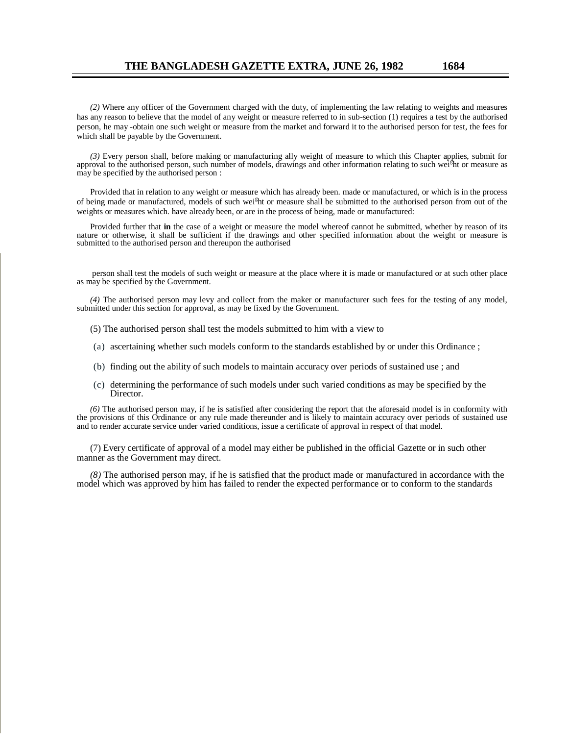*(2)* Where any officer of the Government charged with the duty, of implementing the law relating to weights and measures has any reason to believe that the model of any weight or measure referred to in sub-section (1) requires a test by the authorised person, he may -obtain one such weight or measure from the market and forward it to the authorised person for test, the fees for which shall be payable by the Government.

*(3)* Every person shall, before making or manufacturing ally weight of measure to which this Chapter applies, submit for approval to the authorised person, such number of models, drawings and other information relating to such weight or measure as may be specified by the authorised person :

Provided that in relation to any weight or measure which has already been. made or manufactured, or which is in the process of being made or manufactured, models of such weight or measure shall be submitted to the authorised person from out of the weights or measures which. have already been, or are in the process of being, made or manufactured:

Provided further that **in** the case of a weight or measure the model whereof cannot he submitted, whether by reason of its nature or otherwise, it shall be sufficient if the drawings and other specified information about the weight or measure is submitted to the authorised person and thereupon the authorised person shall test the models of such weight or measure at the place where it is made or manufactured or at such other place as may be specified by the Government.

*(4)* The authorised person may levy and collect from the maker or manufacturer such fees for the testing of any model, submitted under this section for approval, as may be fixed by the Government.

(5) The authorised person shall test the models submitted to him with a view to

(a) ascertaining whether such models conform to the standards established by or under this Ordinance ;

(b) finding out the ability of such models to maintain accuracy over periods of sustained use ; and

(c) determining the performance of such models under such varied conditions as may be specified by the Director.

*(6)* The authorised person may, if he is satisfied after considering the report that the aforesaid model is in conformity with the provisions of this Ordinance or any rule made thereunder and is likely to maintain accuracy over periods of sustained use and to render accurate service under varied conditions, issue a certificate of approval in respect of that model.

(7) Every certificate of approval of a model may either be published in the official Gazette or in such other manner as the Government may direct.

*(8)* The authorised person may, if he is satisfied that the product made or manufactured in accordance with the model which was approved by him has failed to render the expected performance or to conform to the standards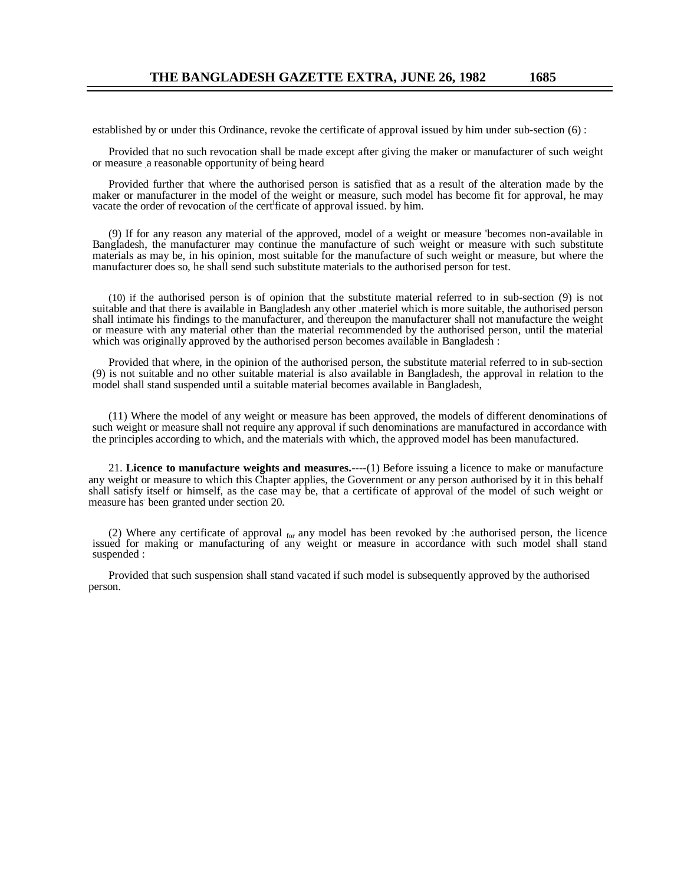established by or under this Ordinance, revoke the certificate of approval issued by him under sub-section (6) :

Provided that no such revocation shall be made except after giving the maker or manufacturer of such weight or measure a reasonable opportunity of being heard

Provided further that where the authorised person is satisfied that as a result of the alteration made by the maker or manufacturer in the model of the weight or measure, such model has become fit for approval, he may vacate the order of revocation of the certificate of approval issued. by him.

(9) If for any reason any material of the approved, model of a weight or measure 'becomes non-available in Bangladesh, the manufacturer may continue the manufacture of such weight or measure with such substitute materials as may be, in his opinion, most suitable for the manufacture of such weight or measure, but where the manufacturer does so, he shall send such substitute materials to the authorised person for test.

(10) if the authorised person is of opinion that the substitute material referred to in sub-section (9) is not suitable and that there is available in Bangladesh any other .materiel which is more suitable, the authorised person shall intimate his findings to the manufacturer, and thereupon the manufacturer shall not manufacture the weight or measure with any material other than the material recommended by the authorised person, until the material which was originally approved by the authorised person becomes available in Bangladesh :

Provided that where, in the opinion of the authorised person, the substitute material referred to in sub-section (9) is not suitable and no other suitable material is also available in Bangladesh, the approval in relation to the model shall stand suspended until a suitable material becomes available in Bangladesh,

(11) Where the model of any weight or measure has been approved, the models of different denominations of such weight or measure shall not require any approval if such denominations are manufactured in accordance with the principles according to which, and the materials with which, the approved model has been manufactured.

21. **Licence to manufacture weights and measures.**----(1) Before issuing a licence to make or manufacture any weight or measure to which this Chapter applies, the Government or any person authorised by it in this behalf shall satisfy itself or himself, as the case may be, that a certificate of approval of the model of such weight or measure has been granted under section 20.

(2) Where any certificate of approval for any model has been revoked by :he authorised person, the licence issued for making or manufacturing of any weight or measure in accordance with such model shall stand suspended :

Provided that such suspension shall stand vacated if such model is subsequently approved by the authorised person.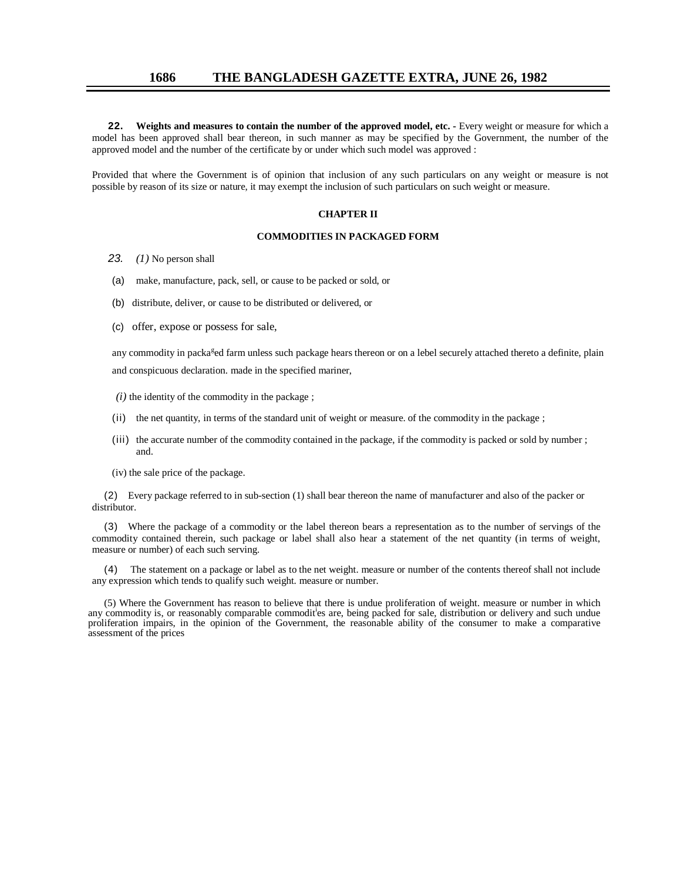**22. Weights and measures to contain the number of the approved model, etc. -** Every weight or measure for which a model has been approved shall bear thereon, in such manner as may be specified by the Government, the number of the approved model and the number of the certificate by or under which such model was approved :

Provided that where the Government is of opinion that inclusion of any such particulars on any weight or measure is not possible by reason of its size or nature, it may exempt the inclusion of such particulars on such weight or measure.

## CHAPTER II

## COMMODITIES IN PACKAGED FORM

*23.* *(1)* No person shall

(a) make, manufacture, pack, sell, or cause to be packed or sold, or

(b) distribute, deliver, or cause to be distributed or delivered, or

(c) offer, expose or possess for sale,

any commodity in packa[g]ed farm unless such package hears thereon or on a lebel securely attached thereto a definite, plain and conspicuous declaration. made in the specified mariner,

*(i)* the identity of the commodity in the package ;

(ii) the net quantity, in terms of the standard unit of weight or measure. of the commodity in the package ;

(iii) the accurate number of the commodity contained in the package, if the commodity is packed or sold by number ; and.

(iv) the sale price of the package.

(2) Every package referred to in sub-section (1) shall bear thereon the name of manufacturer and also of the packer or distributor.

(3) Where the package of a commodity or the label thereon bears a representation as to the number of servings of the commodity contained therein, such package or label shall also hear a statement of the net quantity (in terms of weight, measure or number) of each such serving.

(4) The statement on a package or label as to the net weight. measure or number of the contents thereof shall not include any expression which tends to qualify such weight. measure or number.

(5) Where the Government has reason to believe that there is undue proliferation of weight. measure or number in which any commodity is, or reasonably comparable commodit[i]es are, being packed for sale, distribution or delivery and such undue proliferation impairs, in the opinion of the Government, the reasonable ability of the consumer to make a comparative assessment of the prices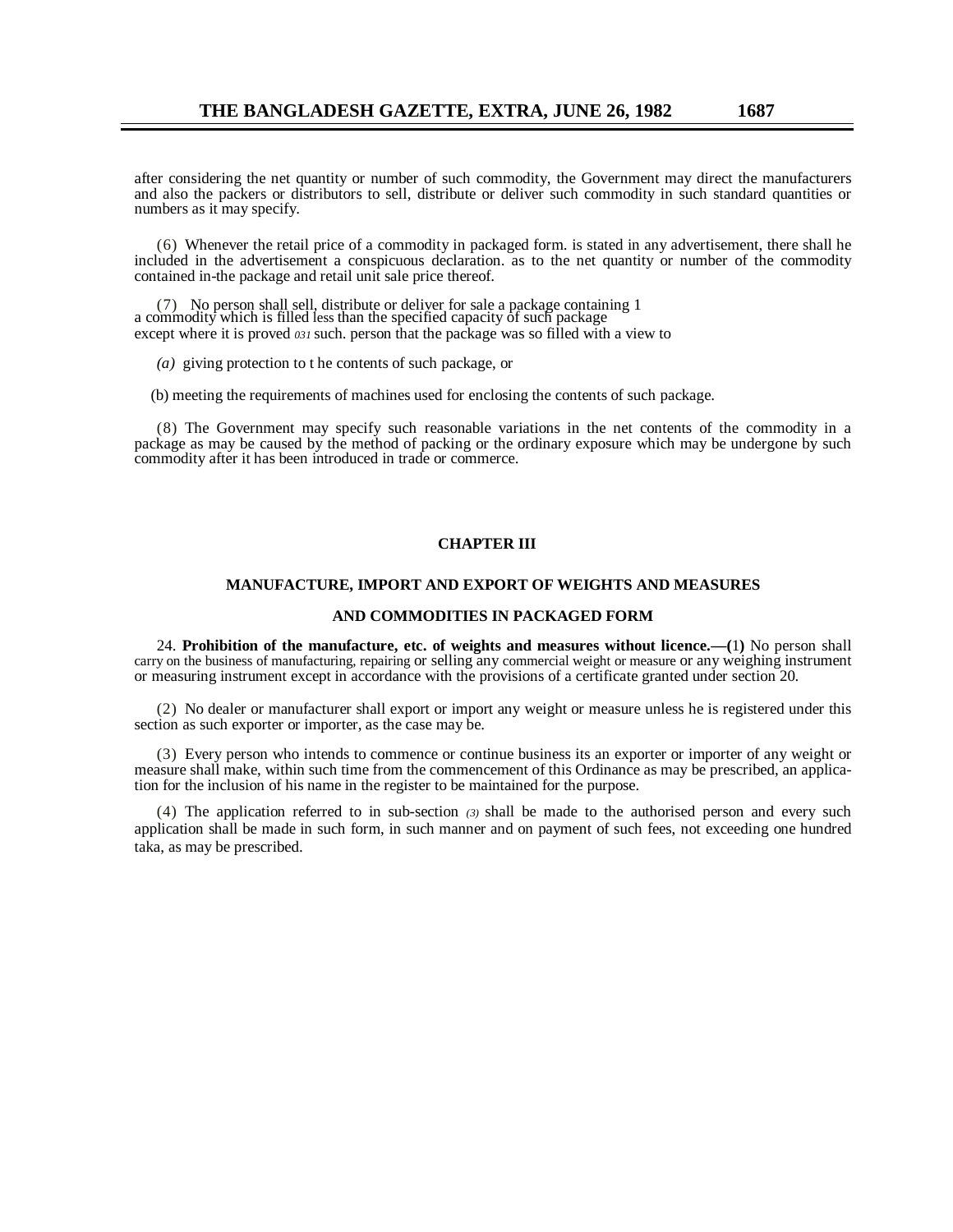after considering the net quantity or number of such commodity, the Government may direct the manufacturers and also the packers or distributors to sell, distribute or deliver such commodity in such standard quantities or numbers as it may specify.

(6) Whenever the retail price of a commodity in packaged form. is stated in any advertisement, there shall he included in the advertisement a conspicuous declaration. as to the net quantity or number of the commodity contained in-the package and retail unit sale price thereof.

(7) No person shall sell, distribute or deliver for sale a package containing 1 a commodity which is filled less than the specified capacity of such package except where it is proved 031 such. person that the package was so filled with a view to

*(a)* giving protection to t he contents of such package, or

(b) meeting the requirements of machines used for enclosing the contents of such package.

(8) The Government may specify such reasonable variations in the net contents of the commodity in a package as may be caused by the method of packing or the ordinary exposure which may be undergone by such commodity after it has been introduced in trade or commerce.

## CHAPTER III

### MANUFACTURE, IMPORT AND EXPORT OF WEIGHTS AND MEASURES AND COMMODITIES IN PACKAGED FORM

24. **Prohibition of the manufacture, etc. of weights and measures without licence.—(1)** No person shall carry on the business of manufacturing, repairing or selling any commercial weight or measure or any weighing instrument or measuring instrument except in accordance with the provisions of a certificate granted under section 20.

(2) No dealer or manufacturer shall export or import any weight or measure unless he is registered under this section as such exporter or importer, as the case may be.

(3) Every person who intends to commence or continue business its an exporter or importer of any weight or measure shall make, within such time from the commencement of this Ordinance as may be prescribed, an application for the inclusion of his name in the register to be maintained for the purpose.

(4) The application referred to in sub-section *(3)* shall be made to the authorised person and every such application shall be made in such form, in such manner and on payment of such fees, not exceeding one hundred taka, as may be prescribed.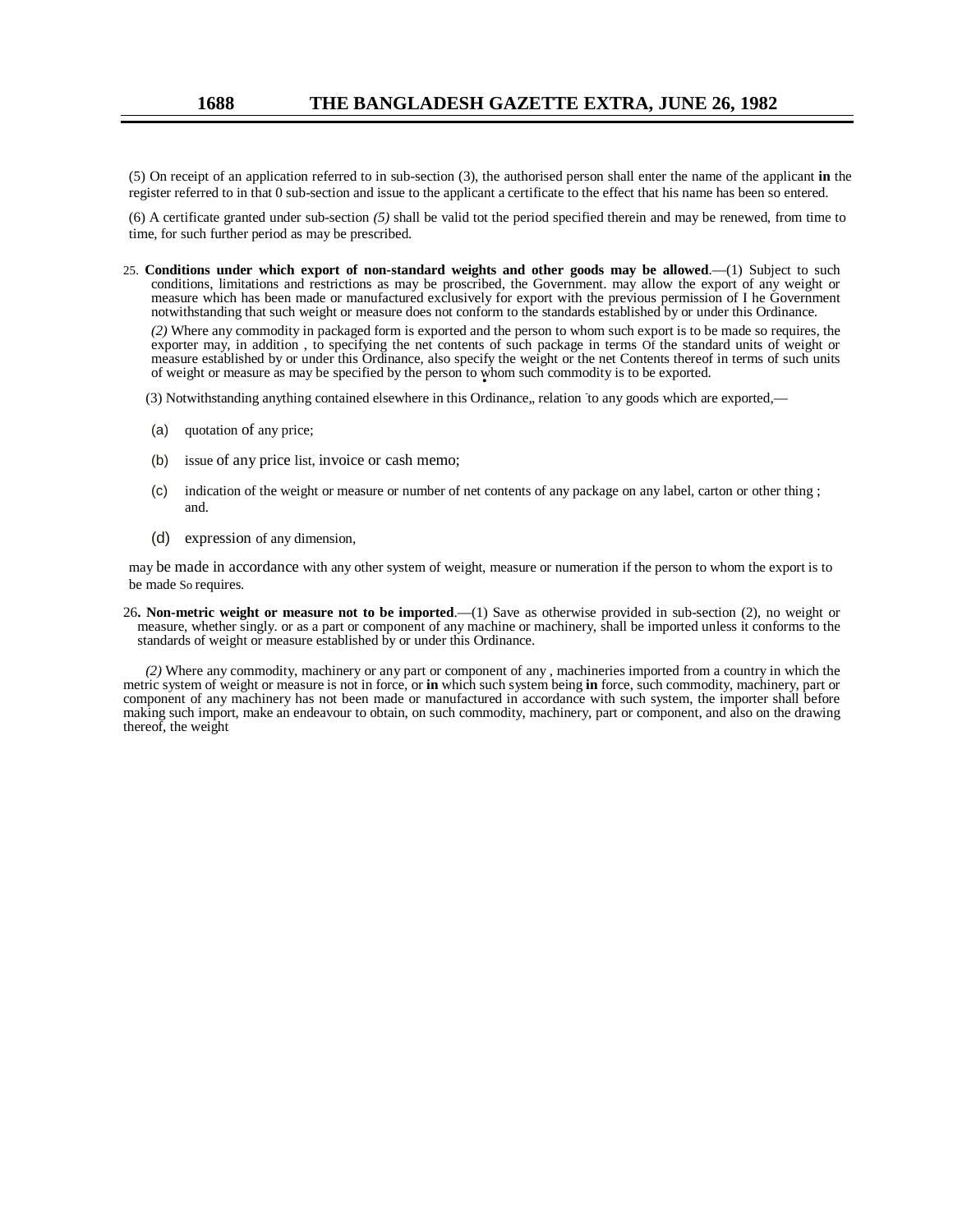(5) On receipt of an application referred to in sub-section (3), the authorised person shall enter the name of the applicant **in** the register referred to in that 0 sub-section and issue to the applicant a certificate to the effect that his name has been so entered.

(6) A certificate granted under sub-section *(5)* shall be valid tot the period specified therein and may be renewed, from time to time, for such further period as may be prescribed.

25. **Conditions under which export of non-standard weights and other goods may be allowed**.—(1) Subject to such conditions, limitations and restrictions as may be proscribed, the Government. may allow the export of any weight or measure which has been made or manufactured exclusively for export with the previous permission of I he Government notwithstanding that such weight or measure does not conform to the standards established by or under this Ordinance.

*(2)* Where any commodity in packaged form is exported and the person to whom such export is to be made so requires, the exporter may, in addition , to specifying the net contents of such package in terms Of the standard units of weight or measure established by or under this Ordinance, also specify the weight or the net Contents thereof in terms of such units of weight or measure as may be specified by the person to whom such commodity is to be exported.

(3) Notwithstanding anything contained elsewhere in this Ordinance,, relation to any goods which are exported,—

(a) quotation of any price;

(b) issue of any price list, invoice or cash memo;

(c) indication of the weight or measure or number of net contents of any package on any label, carton or other thing ; and.

(d) expression of any dimension,

may be made in accordance with any other system of weight, measure or numeration if the person to whom the export is to be made So requires.

26**. Non-metric weight or measure not to be imported**.—(1) Save as otherwise provided in sub-section (2), no weight or measure, whether singly. or as a part or component of any machine or machinery, shall be imported unless it conforms to the standards of weight or measure established by or under this Ordinance.

*(2)* Where any commodity, machinery or any part or component of any , machineries imported from a country in which the metric system of weight or measure is not in force, or **in** which such system being **in** force, such commodity, machinery, part or component of any machinery has not been made or manufactured in accordance with such system, the importer shall before making such import, make an endeavour to obtain, on such commodity, machinery, part or component, and also on the drawing thereof, the weight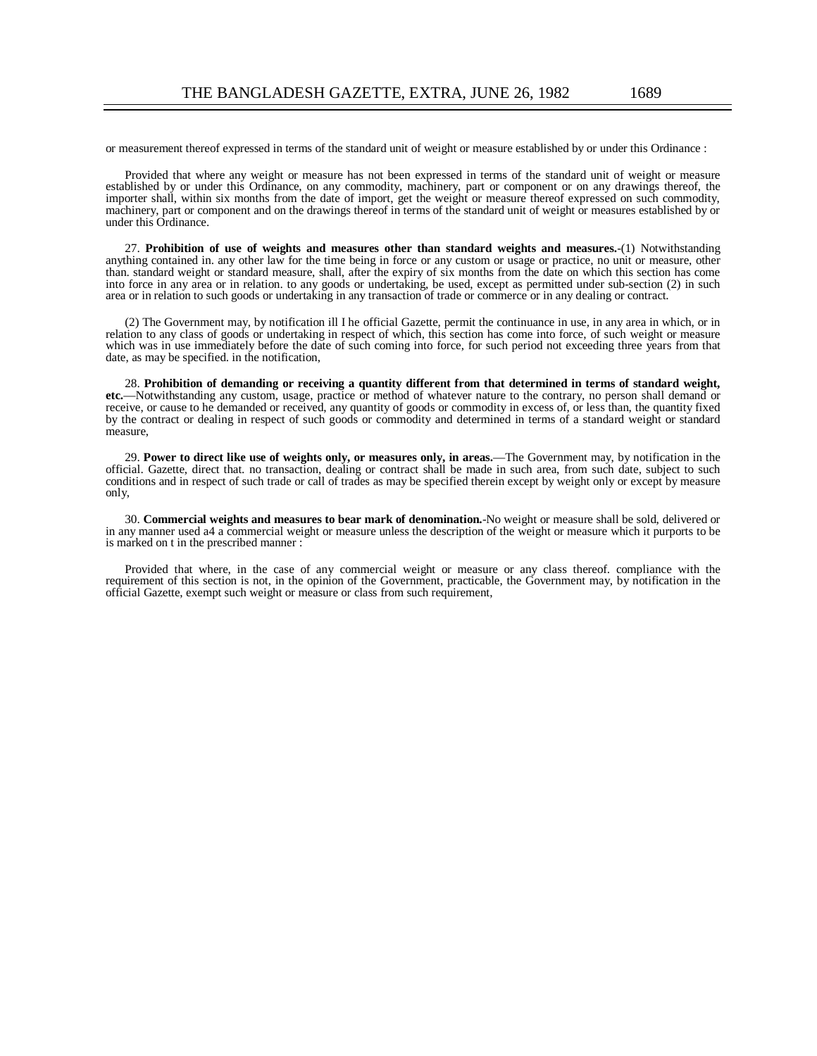or measurement thereof expressed in terms of the standard unit of weight or measure established by or under this Ordinance :

Provided that where any weight or measure has not been expressed in terms of the standard unit of weight or measure established by or under this Ordinance, on any commodity, machinery, part or component or on any drawings thereof, the importer shall, within six months from the date of import, get the weight or measure thereof expressed on such commodity, machinery, part or component and on the drawings thereof in terms of the standard unit of weight or measures established by or under this Ordinance.

27. **Prohibition of use of weights and measures other than standard weights and measures.**-(1) Notwithstanding anything contained in. any other law for the time being in force or any custom or usage or practice, no unit or measure, other than. standard weight or standard measure, shall, after the expiry of six months from the date on which this section has come into force in any area or in relation. to any goods or undertaking, be used, except as permitted under sub-section (2) in such area or in relation to such goods or undertaking in any transaction of trade or commerce or in any dealing or contract.

(2) The Government may, by notification ill I he official Gazette, permit the continuance in use, in any area in which, or in relation to any class of goods or undertaking in respect of which, this section has come into force, of such weight or measure which was in use immediately before the date of such coming into force, for such period not exceeding three years from that date, as may be specified. in the notification,

28. **Prohibition of demanding or receiving a quantity different from that determined in terms of standard weight, etc.**—Notwithstanding any custom, usage, practice or method of whatever nature to the contrary, no person shall demand or receive, or cause to he demanded or received, any quantity of goods or commodity in excess of, or less than, the quantity fixed by the contract or dealing in respect of such goods or commodity and determined in terms of a standard weight or standard measure,

29. **Power to direct like use of weights only, or measures only, in areas.**—The Government may, by notification in the official. Gazette, direct that. no transaction, dealing or contract shall be made in such area, from such date, subject to such conditions and in respect of such trade or call of trades as may be specified therein except by weight only or except by measure only,

30. **Commercial weights and measures to bear mark of denomination.**-No weight or measure shall be sold, delivered or in any manner used a4 a commercial weight or measure unless the description of the weight or measure which it purports to be is marked on t in the prescribed manner :

Provided that where, in the case of any commercial weight or measure or any class thereof. compliance with the requirement of this section is not, in the opinion of the Government, practicable, the Government may, by notification in the official Gazette, exempt such weight or measure or class from such requirement,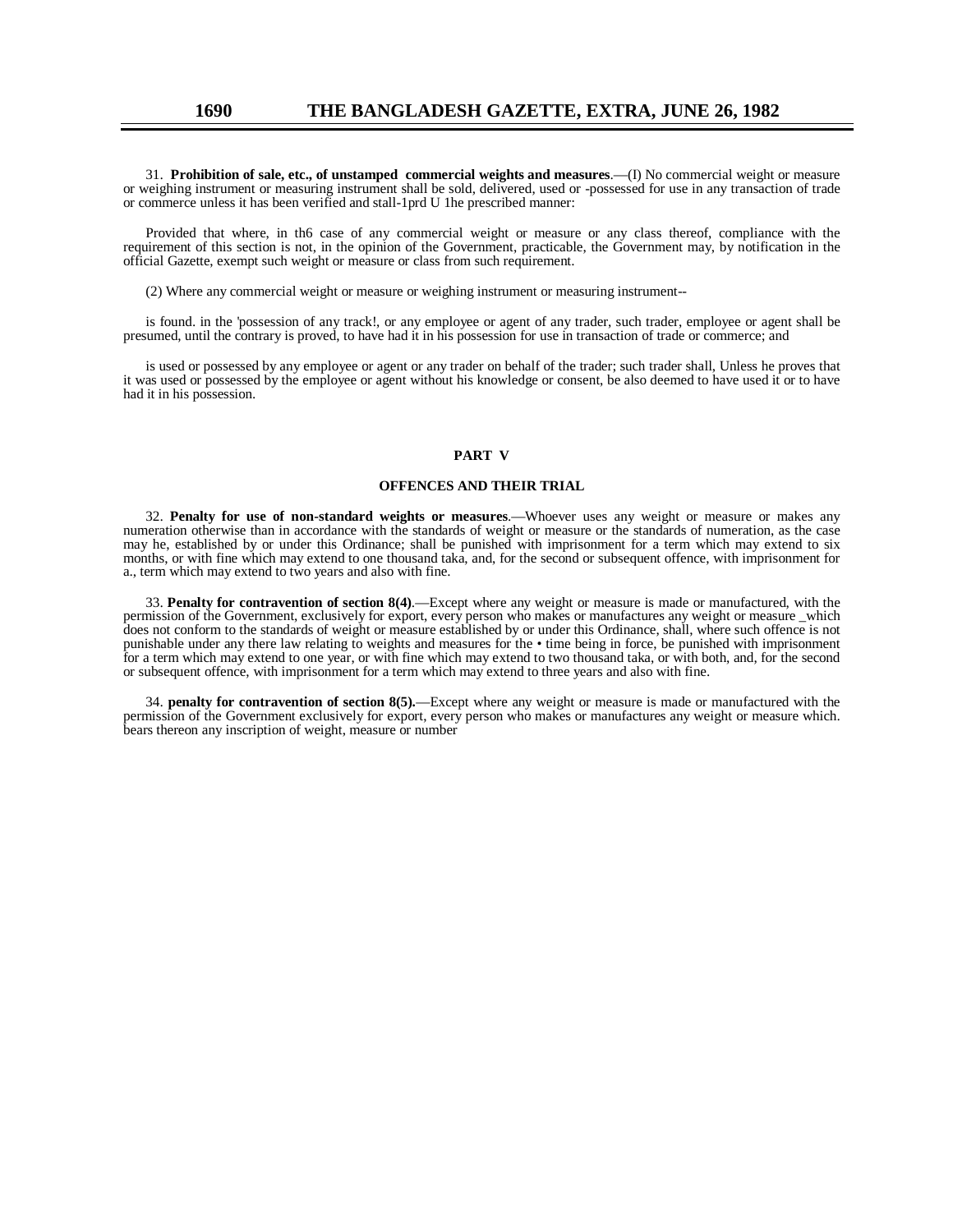31. **Prohibition of sale, etc., of unstamped commercial weights and measures**.—(I) No commercial weight or measure or weighing instrument or measuring instrument shall be sold, delivered, used or -possessed for use in any transaction of trade or commerce unless it has been verified and stall-1prd U 1he prescribed manner:

Provided that where, in th6 case of any commercial weight or measure or any class thereof, compliance with the requirement of this section is not, in the opinion of the Government, practicable, the Government may, by notification in the official Gazette, exempt such weight or measure or class from such requirement.

(2) Where any commercial weight or measure or weighing instrument or measuring instrument--

is found. in the 'possession of any track!, or any employee or agent of any trader, such trader, employee or agent shall be presumed, until the contrary is proved, to have had it in his possession for use in transaction of trade or commerce; and

is used or possessed by any employee or agent or any trader on behalf of the trader; such trader shall, Unless he proves that it was used or possessed by the employee or agent without his knowledge or consent, be also deemed to have used it or to have had it in his possession.

## PART V

### OFFENCES AND THEIR TRIAL

32. **Penalty for use of non-standard weights or measures**.—Whoever uses any weight or measure or makes any numeration otherwise than in accordance with the standards of weight or measure or the standards of numeration, as the case may he, established by or under this Ordinance; shall be punished with imprisonment for a term which may extend to six months, or with fine which may extend to one thousand taka, and, for the second or subsequent offence, with imprisonment for a., term which may extend to two years and also with fine.

33. **Penalty for contravention of section 8(4)**.—Except where any weight or measure is made or manufactured, with the permission of the Government, exclusively for export, every person who makes or manufactures any weight or measure _which does not conform to the standards of weight or measure established by or under this Ordinance, shall, where such offence is not punishable under any there law relating to weights and measures for the • time being in force, be punished with imprisonment for a term which may extend to one year, or with fine which may extend to two thousand taka, or with both, and, for the second or subsequent offence, with imprisonment for a term which may extend to three years and also with fine.

34. **penalty for contravention of section 8(5).**—Except where any weight or measure is made or manufactured with the permission of the Government exclusively for export, every person who makes or manufactures any weight or measure which. bears thereon any inscription of weight, measure or number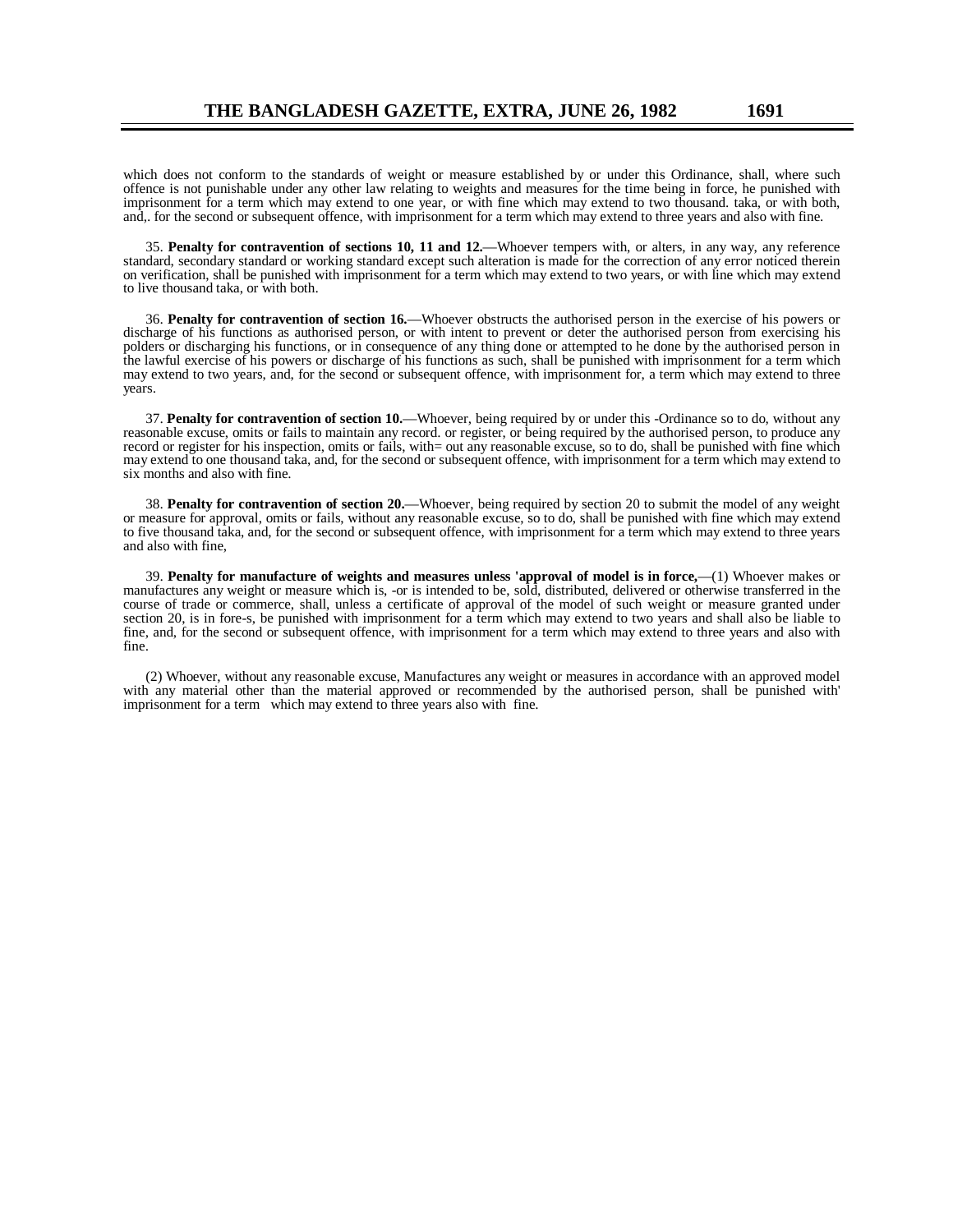which does not conform to the standards of weight or measure established by or under this Ordinance, shall, where such offence is not punishable under any other law relating to weights and measures for the time being in force, he punished with imprisonment for a term which may extend to one year, or with fine which may extend to two thousand. taka, or with both, and,. for the second or subsequent offence, with imprisonment for a term which may extend to three years and also with fine.

35. **Penalty for contravention of sections 10, 11 and 12.**—Whoever tempers with, or alters, in any way, any reference standard, secondary standard or working standard except such alteration is made for the correction of any error noticed therein on verification, shall be punished with imprisonment for a term which may extend to two years, or with line which may extend to live thousand taka, or with both.

36. **Penalty for contravention of section 16.**—Whoever obstructs the authorised person in the exercise of his powers or discharge of his functions as authorised person, or with intent to prevent or deter the authorised person from exercising his polders or discharging his functions, or in consequence of any thing done or attempted to he done by the authorised person in the lawful exercise of his powers or discharge of his functions as such, shall be punished with imprisonment for a term which may extend to two years, and, for the second or subsequent offence, with imprisonment for, a term which may extend to three years.

37. **Penalty for contravention of section 10.**—Whoever, being required by or under this -Ordinance so to do, without any reasonable excuse, omits or fails to maintain any record. or register, or being required by the authorised person, to produce any record or register for his inspection, omits or fails, with= out any reasonable excuse, so to do, shall be punished with fine which may extend to one thousand taka, and, for the second or subsequent offence, with imprisonment for a term which may extend to six months and also with fine.

38. **Penalty for contravention of section 20.**—Whoever, being required by section 20 to submit the model of any weight or measure for approval, omits or fails, without any reasonable excuse, so to do, shall be punished with fine which may extend to five thousand taka, and, for the second or subsequent offence, with imprisonment for a term which may extend to three years and also with fine,

39. **Penalty for manufacture of weights and measures unless 'approval of model is in force,**—(1) Whoever makes or manufactures any weight or measure which is, -or is intended to be, sold, distributed, delivered or otherwise transferred in the course of trade or commerce, shall, unless a certificate of approval of the model of such weight or measure granted under section 20, is in fore-s, be punished with imprisonment for a term which may extend to two years and shall also be liable to fine, and, for the second or subsequent offence, with imprisonment for a term which may extend to three years and also with fine.

(2) Whoever, without any reasonable excuse, Manufactures any weight or measures in accordance with an approved model with any material other than the material approved or recommended by the authorised person, shall be punished with' imprisonment for a term which may extend to three years also with fine.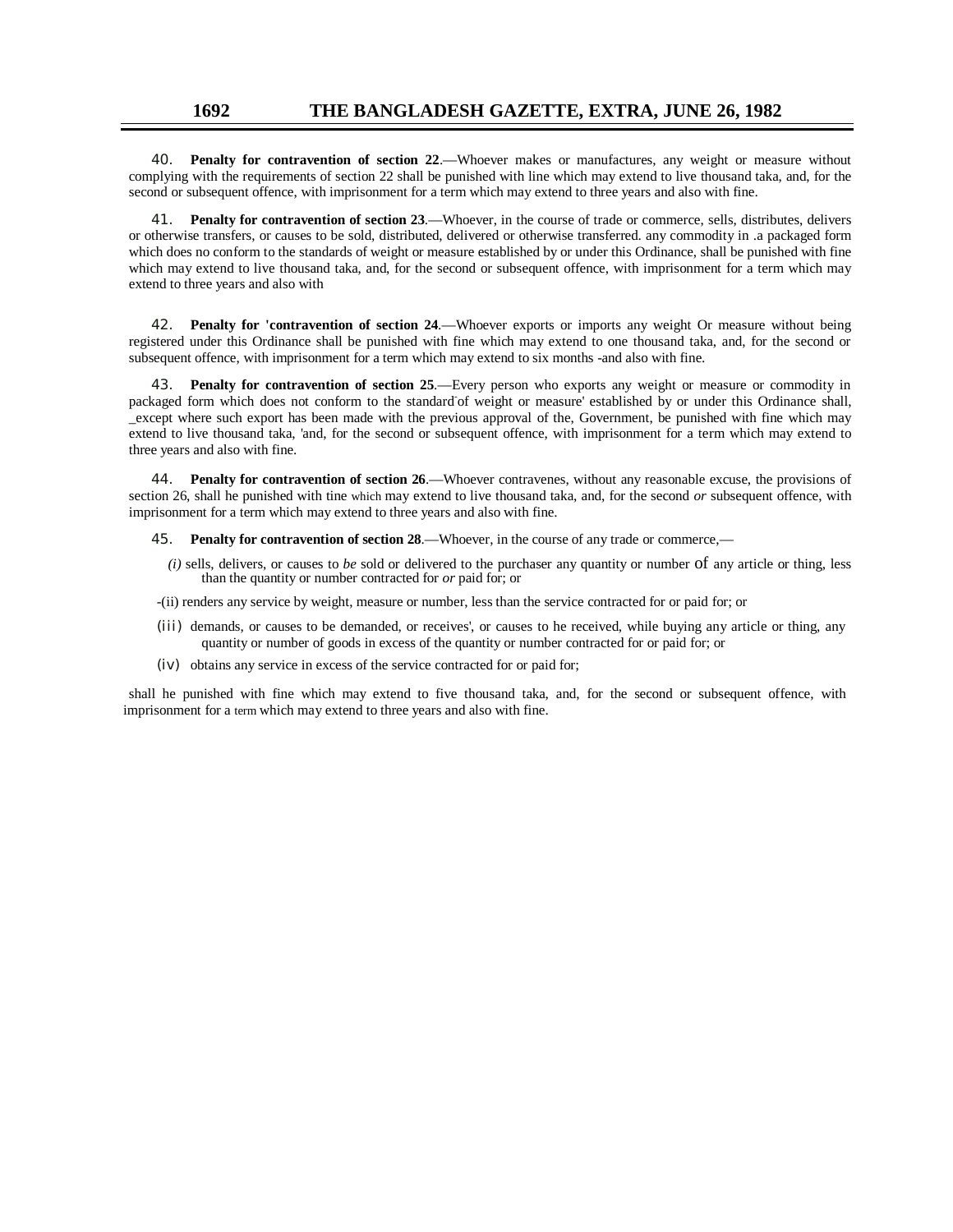40. **Penalty for contravention of section 22**.—Whoever makes or manufactures, any weight or measure without complying with the requirements of section 22 shall be punished with line which may extend to live thousand taka, and, for the second or subsequent offence, with imprisonment for a term which may extend to three years and also with fine.

41. **Penalty for contravention of section 23**.—Whoever, in the course of trade or commerce, sells, distributes, delivers or otherwise transfers, or causes to be sold, distributed, delivered or otherwise transferred. any commodity in .a packaged form which does no conform to the standards of weight or measure established by or under this Ordinance, shall be punished with fine which may extend to live thousand taka, and, for the second or subsequent offence, with imprisonment for a term which may extend to three years and also with

42. **Penalty for 'contravention of section 24**.—Whoever exports or imports any weight Or measure without being registered under this Ordinance shall be punished with fine which may extend to one thousand taka, and, for the second or subsequent offence, with imprisonment for a term which may extend to six months -and also with fine.

43. **Penalty for contravention of section 25**.—Every person who exports any weight or measure or commodity in packaged form which does not conform to the standard of weight or measure' established by or under this Ordinance shall, _except where such export has been made with the previous approval of the, Government, be punished with fine which may extend to live thousand taka, 'and, for the second or subsequent offence, with imprisonment for a term which may extend to three years and also with fine.

44. **Penalty for contravention of section 26**.—Whoever contravenes, without any reasonable excuse, the provisions of section 26, shall he punished with tine which may extend to live thousand taka, and, for the second *or* subsequent offence, with imprisonment for a term which may extend to three years and also with fine.

45. **Penalty for contravention of section 28**.—Whoever, in the course of any trade or commerce,—

*(i)* sells, delivers, or causes to *be* sold or delivered to the purchaser any quantity or number of any article or thing, less than the quantity or number contracted for *or* paid for; or

-(ii) renders any service by weight, measure or number, less than the service contracted for or paid for; or

(iii) demands, or causes to be demanded, or receives', or causes to he received, while buying any article or thing, any quantity or number of goods in excess of the quantity or number contracted for or paid for; or

(iv) obtains any service in excess of the service contracted for or paid for;

shall he punished with fine which may extend to five thousand taka, and, for the second or subsequent offence, with imprisonment for a term which may extend to three years and also with fine.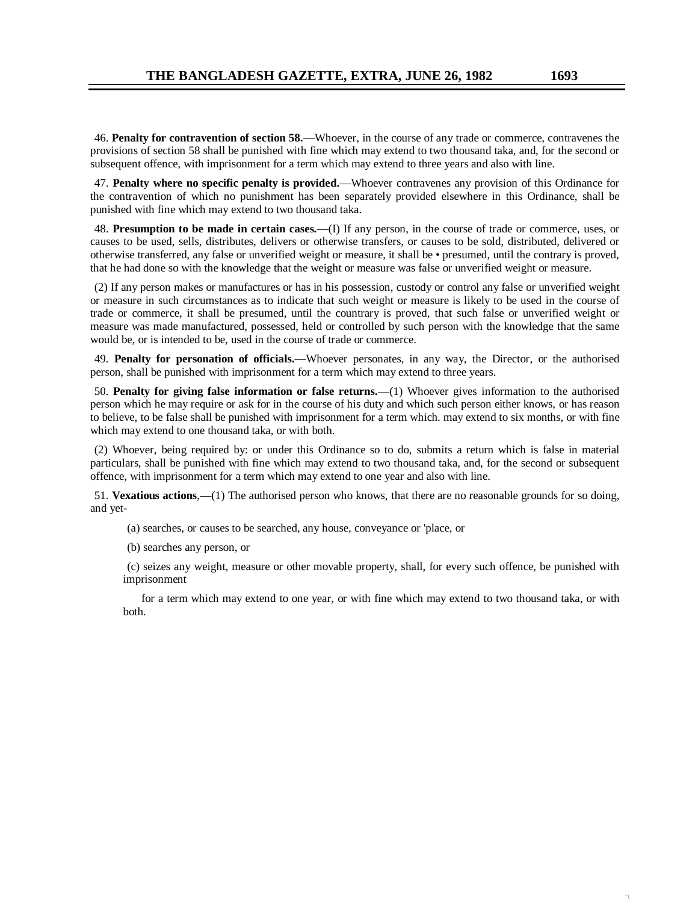46. **Penalty for contravention of section 58.**—Whoever, in the course of any trade or commerce, contravenes the provisions of section 58 shall be punished with fine which may extend to two thousand taka, and, for the second or subsequent offence, with imprisonment for a term which may extend to three years and also with line.

47. **Penalty where no specific penalty is provided.**—Whoever contravenes any provision of this Ordinance for the contravention of which no punishment has been separately provided elsewhere in this Ordinance, shall be punished with fine which may extend to two thousand taka.

48. **Presumption to be made in certain cases.**—(I) If any person, in the course of trade or commerce, uses, or causes to be used, sells, distributes, delivers or otherwise transfers, or causes to be sold, distributed, delivered or otherwise transferred, any false or unverified weight or measure, it shall be • presumed, until the contrary is proved, that he had done so with the knowledge that the weight or measure was false or unverified weight or measure.

(2) If any person makes or manufactures or has in his possession, custody or control any false or unverified weight or measure in such circumstances as to indicate that such weight or measure is likely to be used in the course of trade or commerce, it shall be presumed, until the countrary is proved, that such false or unverified weight or measure was made manufactured, possessed, held or controlled by such person with the knowledge that the same would be, or is intended to be, used in the course of trade or commerce.

49. **Penalty for personation of officials.**—Whoever personates, in any way, the Director, or the authorised person, shall be punished with imprisonment for a term which may extend to three years.

50. **Penalty for giving false information or false returns.**—(1) Whoever gives information to the authorised person which he may require or ask for in the course of his duty and which such person either knows, or has reason to believe, to be false shall be punished with imprisonment for a term which. may extend to six months, or with fine which may extend to one thousand taka, or with both.

(2) Whoever, being required by: or under this Ordinance so to do, submits a return which is false in material particulars, shall be punished with fine which may extend to two thousand taka, and, for the second or subsequent offence, with imprisonment for a term which may extend to one year and also with line.

51. **Vexatious actions**,—(1) The authorised person who knows, that there are no reasonable grounds for so doing, and yet-

(a) searches, or causes to be searched, any house, conveyance or 'place, or

(b) searches any person, or

(c) seizes any weight, measure or other movable property, shall, for every such offence, be punished with imprisonment

for a term which may extend to one year, or with fine which may extend to two thousand taka, or with both.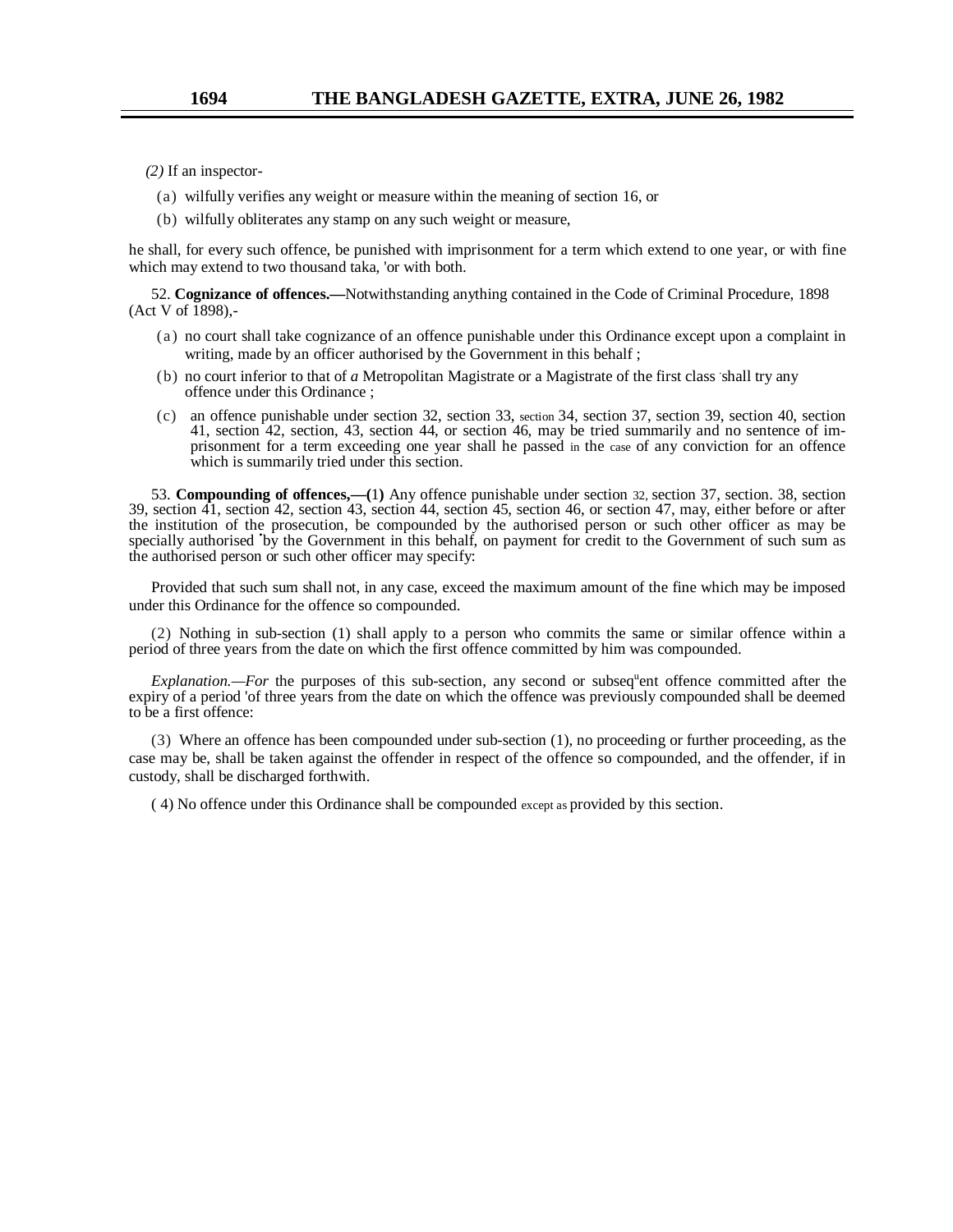*(2)* If an inspector-

(a) wilfully verifies any weight or measure within the meaning of section 16, or

(b) wilfully obliterates any stamp on any such weight or measure,

he shall, for every such offence, be punished with imprisonment for a term which extend to one year, or with fine which may extend to two thousand taka, 'or with both.

52. **Cognizance of offences.—**Notwithstanding anything contained in the Code of Criminal Procedure, 1898 (Act V of 1898),-

(a) no court shall take cognizance of an offence punishable under this Ordinance except upon a complaint in writing, made by an officer authorised by the Government in this behalf ;

(b) no court inferior to that of *a* Metropolitan Magistrate or a Magistrate of the first class shall try any offence under this Ordinance ;

(c) an offence punishable under section 32, section 33, section 34, section 37, section 39, section 40, section 41, section 42, section, 43, section 44, or section 46, may be tried summarily and no sentence of imprisonment for a term exceeding one year shall he passed in the case of any conviction for an offence which is summarily tried under this section.

53. **Compounding of offences,—(**1**)** Any offence punishable under section 32, section 37, section. 38, section 39, section 41, section 42, section 43, section 44, section 45, section 46, or section 47, may, either before or after the institution of the prosecution, be compounded by the authorised person or such other officer as may be specially authorised by the Government in this behalf, on payment for credit to the Government of such sum as the authorised person or such other officer may specify:

Provided that such sum shall not, in any case, exceed the maximum amount of the fine which may be imposed under this Ordinance for the offence so compounded.

(2) Nothing in sub-section (1) shall apply to a person who commits the same or similar offence within a period of three years from the date on which the first offence committed by him was compounded.

*Explanation.—For* the purposes of this sub-section, any second or subsequent offence committed after the expiry of a period 'of three years from the date on which the offence was previously compounded shall be deemed to be a first offence:

(3) Where an offence has been compounded under sub-section (1), no proceeding or further proceeding, as the case may be, shall be taken against the offender in respect of the offence so compounded, and the offender, if in custody, shall be discharged forthwith.

( 4) No offence under this Ordinance shall be compounded except as provided by this section.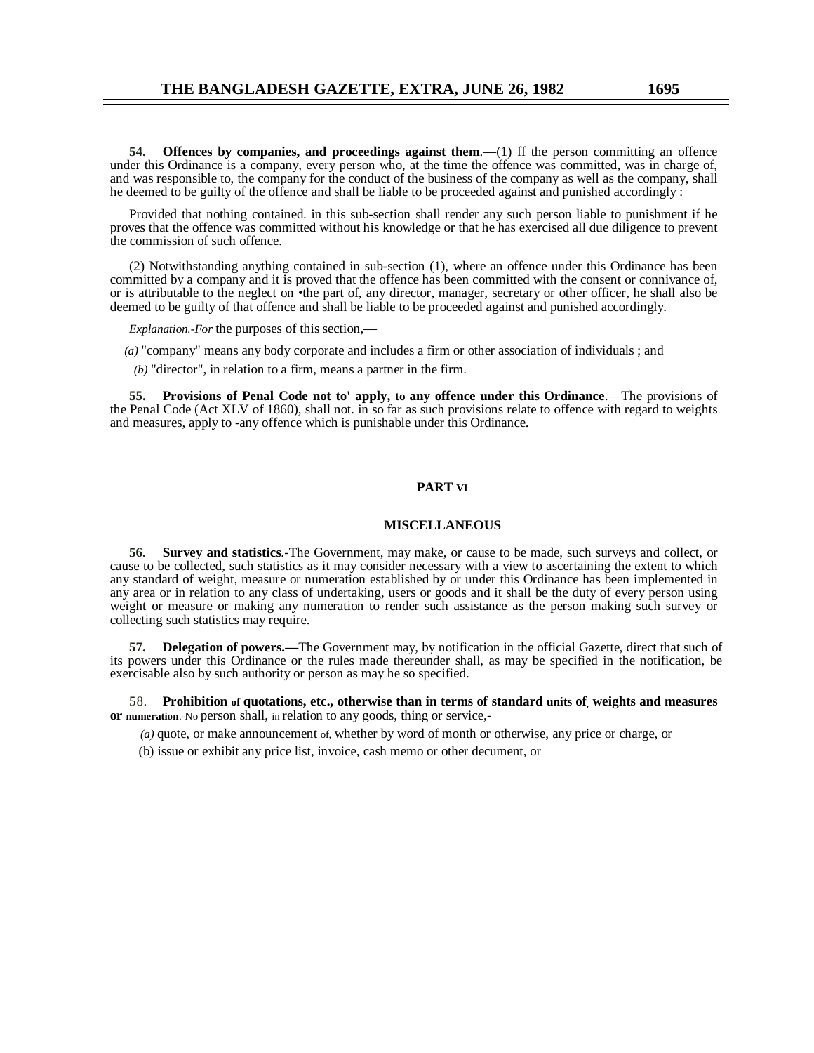**54. Offences by companies, and proceedings against them**.—(1) ff the person committing an offence under this Ordinance is a company, every person who, at the time the offence was committed, was in charge of, and was responsible to, the company for the conduct of the business of the company as well as the company, shall he deemed to be guilty of the offence and shall be liable to be proceeded against and punished accordingly :

Provided that nothing contained. in this sub-section shall render any such person liable to punishment if he proves that the offence was committed without his knowledge or that he has exercised all due diligence to prevent the commission of such offence.

(2) Notwithstanding anything contained in sub-section (1), where an offence under this Ordinance has been committed by a company and it is proved that the offence has been committed with the consent or connivance of, or is attributable to the neglect on •the part of, any director, manager, secretary or other officer, he shall also be deemed to be guilty of that offence and shall be liable to be proceeded against and punished accordingly.

*Explanation.-For* the purposes of this section,—

*(a)* "company" means any body corporate and includes a firm or other association of individuals ; and

*(b)* "director", in relation to a firm, means a partner in the firm.

**55. Provisions of Penal Code not to' apply, to any offence under this Ordinance**.—The provisions of the Penal Code (Act XLV of 1860), shall not. in so far as such provisions relate to offence with regard to weights and measures, apply to -any offence which is punishable under this Ordinance.

## PART VI

## MISCELLANEOUS

**56. Survey and statistics**.-The Government, may make, or cause to be made, such surveys and collect, or cause to be collected, such statistics as it may consider necessary with a view to ascertaining the extent to which any standard of weight, measure or numeration established by or under this Ordinance has been implemented in any area or in relation to any class of undertaking, users or goods and it shall be the duty of every person using weight or measure or making any numeration to render such assistance as the person making such survey or collecting such statistics may require.

**57. Delegation of powers.—**The Government may, by notification in the official Gazette, direct that such of its powers under this Ordinance or the rules made thereunder shall, as may be specified in the notification, be exercisable also by such authority or person as may he so specified.

58. **Prohibition of quotations, etc., otherwise than in terms of standard units of, weights and measures or numeration**.-No person shall, in relation to any goods, thing or service,-

*(a)* quote, or make announcement of, whether by word of month or otherwise, any price or charge, or

(b) issue or exhibit any price list, invoice, cash memo or other decument, or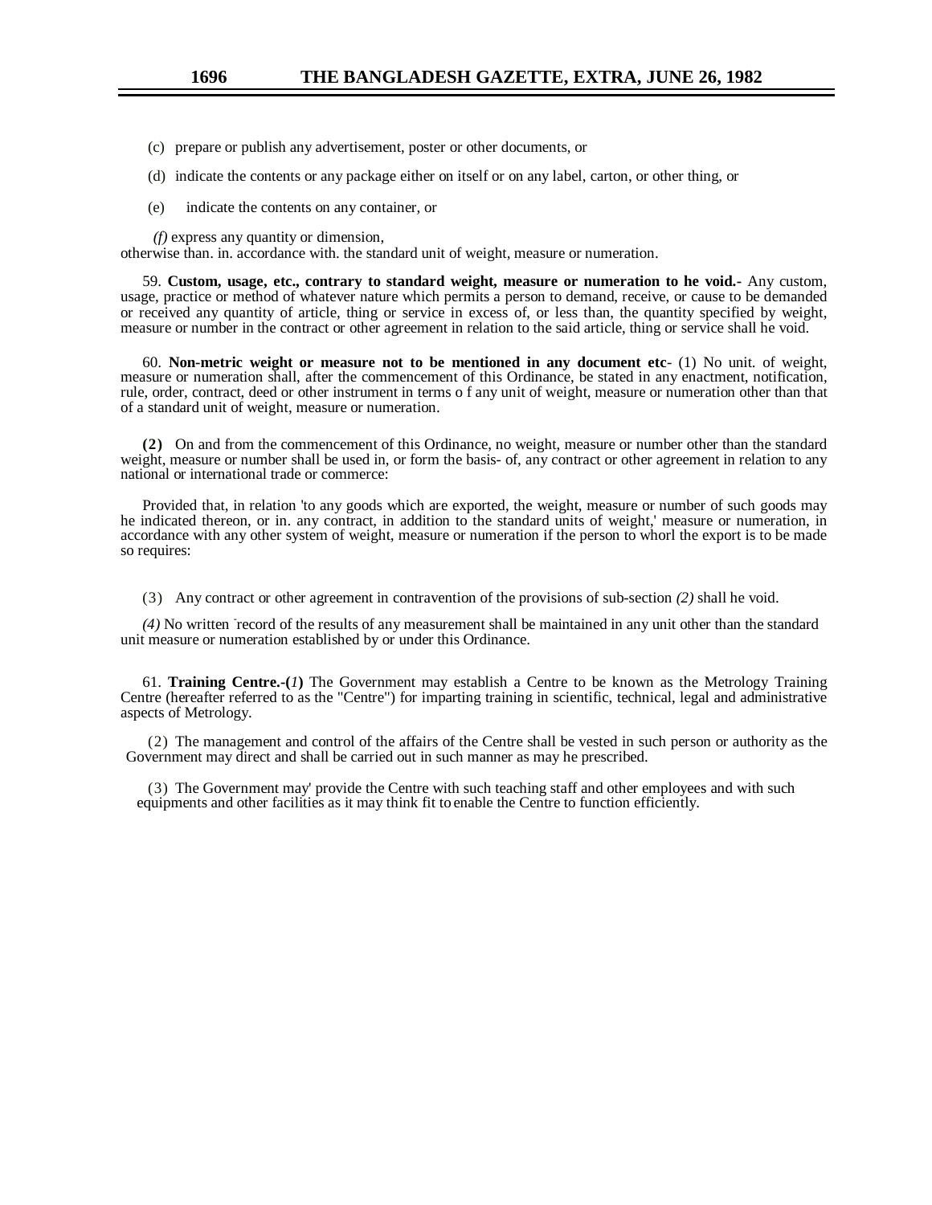(c) prepare or publish any advertisement, poster or other documents, or

(d) indicate the contents or any package either on itself or on any label, carton, or other thing, or

(e) indicate the contents on any container, or

*(f)* express any quantity or dimension,

otherwise than. in. accordance with. the standard unit of weight, measure or numeration.

59. **Custom, usage, etc., contrary to standard weight, measure or numeration to he void.-** Any custom, usage, practice or method of whatever nature which permits a person to demand, receive, or cause to be demanded or received any quantity of article, thing or service in excess of, or less than, the quantity specified by weight, measure or number in the contract or other agreement in relation to the said article, thing or service shall he void.

60. **Non-metric weight or measure not to be mentioned in any document etc**- (1) No unit. of weight, measure or numeration shall, after the commencement of this Ordinance, be stated in any enactment, notification, rule, order, contract, deed or other instrument in terms o f any unit of weight, measure or numeration other than that of a standard unit of weight, measure or numeration.

**(2)** On and from the commencement of this Ordinance, no weight, measure or number other than the standard weight, measure or number shall be used in, or form the basis- of, any contract or other agreement in relation to any national or international trade or commerce:

Provided that, in relation 'to any goods which are exported, the weight, measure or number of such goods may he indicated thereon, or in. any contract, in addition to the standard units of weight,' measure or numeration, in accordance with any other system of weight, measure or numeration if the person to whorl the export is to be made so requires:

(3) Any contract or other agreement in contravention of the provisions of sub-section *(2)* shall he void.

*(4)* No written ˉrecord of the results of any measurement shall be maintained in any unit other than the standard unit measure or numeration established by or under this Ordinance.

61. **Training Centre.-(*1*)** The Government may establish a Centre to be known as the Metrology Training Centre (hereafter referred to as the "Centre") for imparting training in scientific, technical, legal and administrative aspects of Metrology.

(2) The management and control of the affairs of the Centre shall be vested in such person or authority as the Government may direct and shall be carried out in such manner as may he prescribed.

(3) The Government may' provide the Centre with such teaching staff and other employees and with such equipments and other facilities as it may think fit to enable the Centre to function efficiently.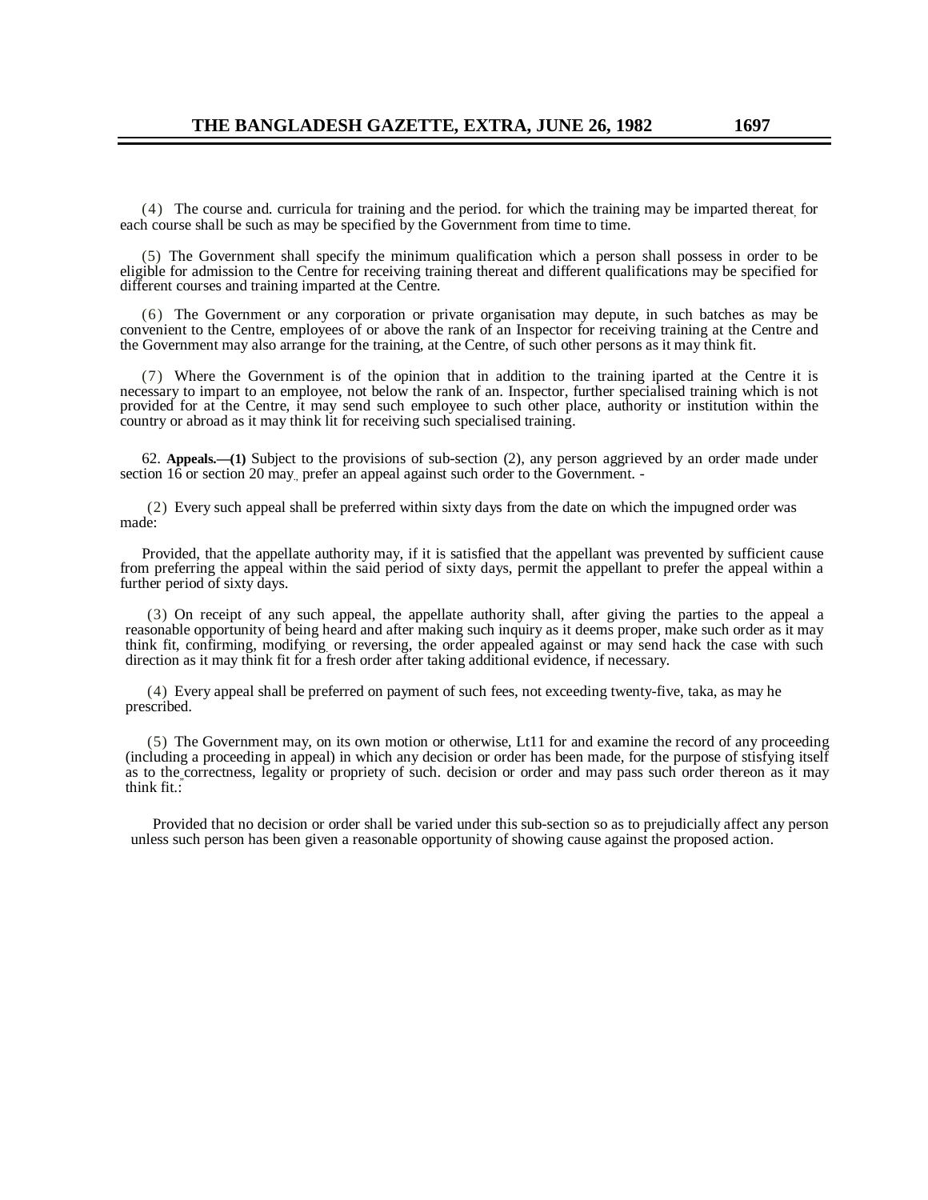(4) The course and. curricula for training and the period. for which the training may be imparted thereat, for each course shall be such as may be specified by the Government from time to time.

(5) The Government shall specify the minimum qualification which a person shall possess in order to be eligible for admission to the Centre for receiving training thereat and different qualifications may be specified for different courses and training imparted at the Centre.

(6) The Government or any corporation or private organisation may depute, in such batches as may be convenient to the Centre, employees of or above the rank of an Inspector for receiving training at the Centre and the Government may also arrange for the training, at the Centre, of such other persons as it may think fit.

(7) Where the Government is of the opinion that in addition to the training iparted at the Centre it is necessary to impart to an employee, not below the rank of an. Inspector, further specialised training which is not provided for at the Centre, it may send such employee to such other place, authority or institution within the country or abroad as it may think lit for receiving such specialised training.

62. **Appeals.—(1)** Subject to the provisions of sub-section (2), any person aggrieved by an order made under section 16 or section 20 may, prefer an appeal against such order to the Government. -

(2) Every such appeal shall be preferred within sixty days from the date on which the impugned order was made:

Provided, that the appellate authority may, if it is satisfied that the appellant was prevented by sufficient cause from preferring the appeal within the said period of sixty days, permit the appellant to prefer the appeal within a further period of sixty days.

(3) On receipt of any such appeal, the appellate authority shall, after giving the parties to the appeal a reasonable opportunity of being heard and after making such inquiry as it deems proper, make such order as it may think fit, confirming, modifying, or reversing, the order appealed against or may send hack the case with such direction as it may think fit for a fresh order after taking additional evidence, if necessary.

(4) Every appeal shall be preferred on payment of such fees, not exceeding twenty-five, taka, as may he prescribed.

(5) The Government may, on its own motion or otherwise, Lt11 for and examine the record of any proceeding (including a proceeding in appeal) in which any decision or order has been made, for the purpose of stisfying itself as to the correctness, legality or propriety of such. decision or order and may pass such order thereon as it may think fit.:

Provided that no decision or order shall be varied under this sub-section so as to prejudicially affect any person unless such person has been given a reasonable opportunity of showing cause against the proposed action.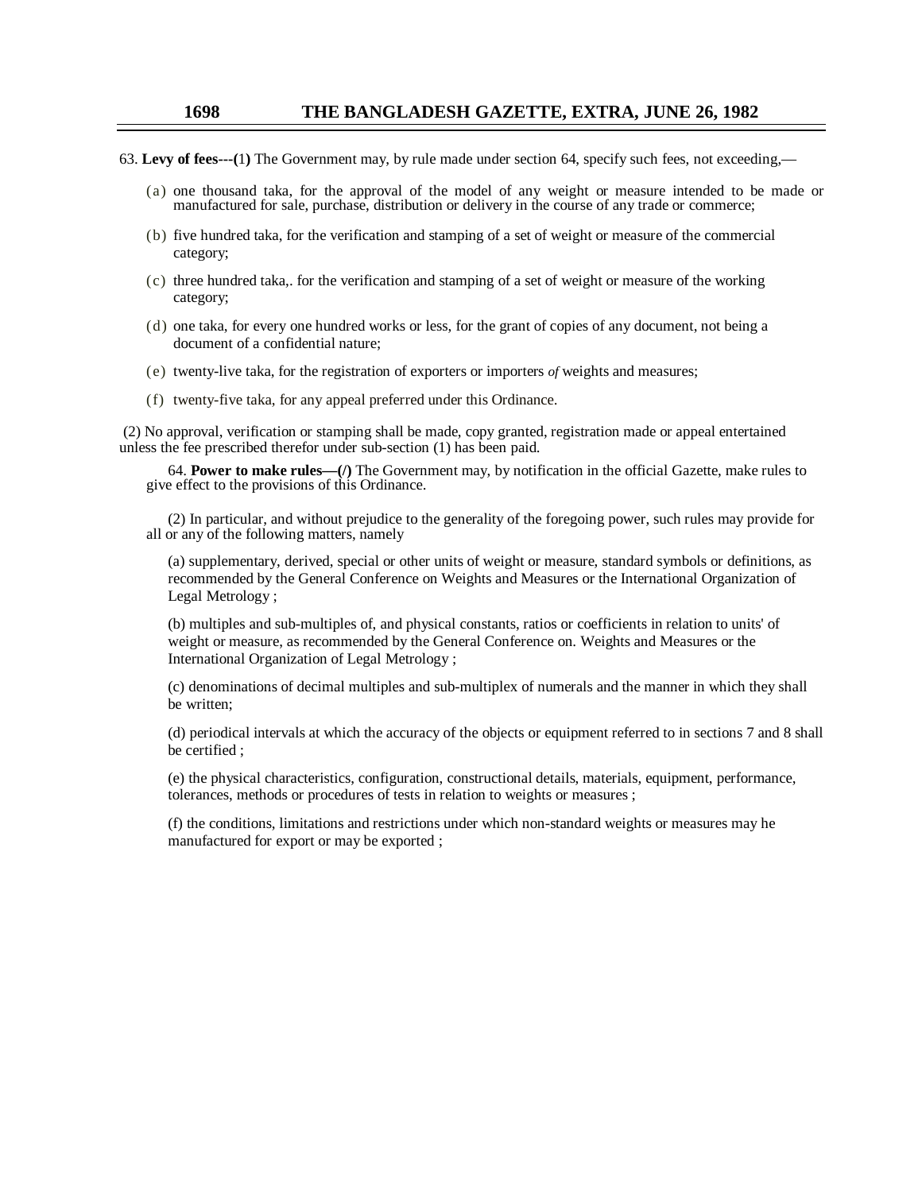63. **Levy of fees---(1)** The Government may, by rule made under section 64, specify such fees, not exceeding,—

(a) one thousand taka, for the approval of the model of any weight or measure intended to be made or manufactured for sale, purchase, distribution or delivery in the course of any trade or commerce;

(b) five hundred taka, for the verification and stamping of a set of weight or measure of the commercial category;

(c) three hundred taka,. for the verification and stamping of a set of weight or measure of the working category;

(d) one taka, for every one hundred works or less, for the grant of copies of any document, not being a document of a confidential nature;

(e) twenty-live taka, for the registration of exporters or importers *of* weights and measures;

(f) twenty-five taka, for any appeal preferred under this Ordinance.

(2) No approval, verification or stamping shall be made, copy granted, registration made or appeal entertained unless the fee prescribed therefor under sub-section (1) has been paid.

64. **Power to make rules—(/)** The Government may, by notification in the official Gazette, make rules to give effect to the provisions of this Ordinance.

(2) In particular, and without prejudice to the generality of the foregoing power, such rules may provide for all or any of the following matters, namely

(a) supplementary, derived, special or other units of weight or measure, standard symbols or definitions, as recommended by the General Conference on Weights and Measures or the International Organization of Legal Metrology ;

(b) multiples and sub-multiples of, and physical constants, ratios or coefficients in relation to units' of weight or measure, as recommended by the General Conference on. Weights and Measures or the International Organization of Legal Metrology ;

(c) denominations of decimal multiples and sub-multiplex of numerals and the manner in which they shall be written;

(d) periodical intervals at which the accuracy of the objects or equipment referred to in sections 7 and 8 shall be certified ;

(e) the physical characteristics, configuration, constructional details, materials, equipment, performance, tolerances, methods or procedures of tests in relation to weights or measures ;

(f) the conditions, limitations and restrictions under which non-standard weights or measures may he manufactured for export or may be exported ;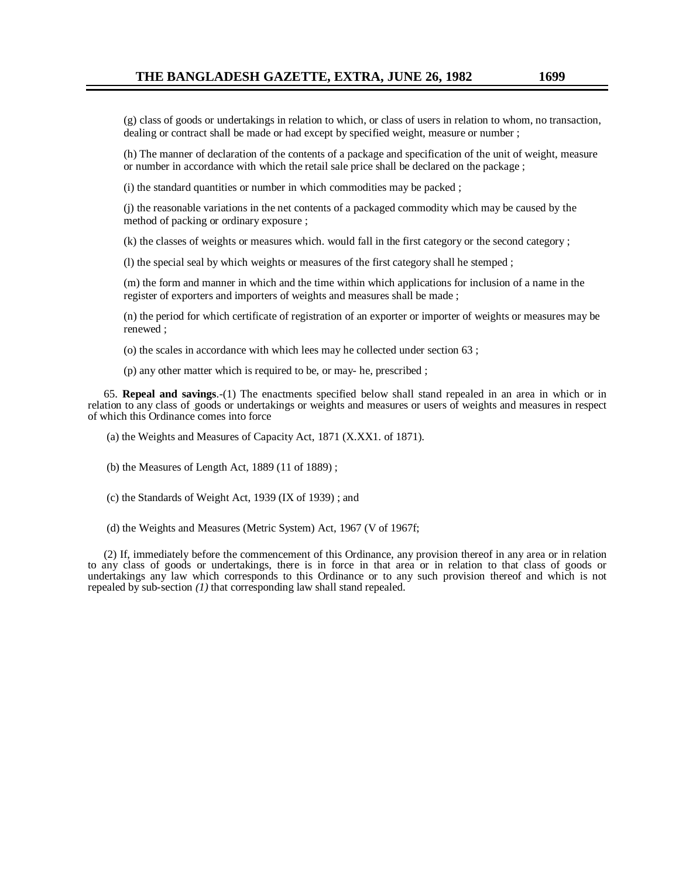(g) class of goods or undertakings in relation to which, or class of users in relation to whom, no transaction, dealing or contract shall be made or had except by specified weight, measure or number ;

(h) The manner of declaration of the contents of a package and specification of the unit of weight, measure or number in accordance with which the retail sale price shall be declared on the package ;

(i) the standard quantities or number in which commodities may be packed ;

(j) the reasonable variations in the net contents of a packaged commodity which may be caused by the method of packing or ordinary exposure ;

(k) the classes of weights or measures which. would fall in the first category or the second category ;

(l) the special seal by which weights or measures of the first category shall he stemped ;

(m) the form and manner in which and the time within which applications for inclusion of a name in the register of exporters and importers of weights and measures shall be made ;

(n) the period for which certificate of registration of an exporter or importer of weights or measures may be renewed ;

(o) the scales in accordance with which lees may he collected under section 63 ;

(p) any other matter which is required to be, or may- he, prescribed ;

65. **Repeal and savings**.-(1) The enactments specified below shall stand repealed in an area in which or in relation to any class of goods or undertakings or weights and measures or users of weights and measures in respect of which this Ordinance comes into force

(a) the Weights and Measures of Capacity Act, 1871 (X.XX1. of 1871).

(b) the Measures of Length Act, 1889 (11 of 1889) ;

(c) the Standards of Weight Act, 1939 (IX of 1939) ; and

(d) the Weights and Measures (Metric System) Act, 1967 (V of 1967f;

(2) If, immediately before the commencement of this Ordinance, any provision thereof in any area or in relation to any class of goods or undertakings, there is in force in that area or in relation to that class of goods or undertakings any law which corresponds to this Ordinance or to any such provision thereof and which is not repealed by sub-section *(1)* that corresponding law shall stand repealed.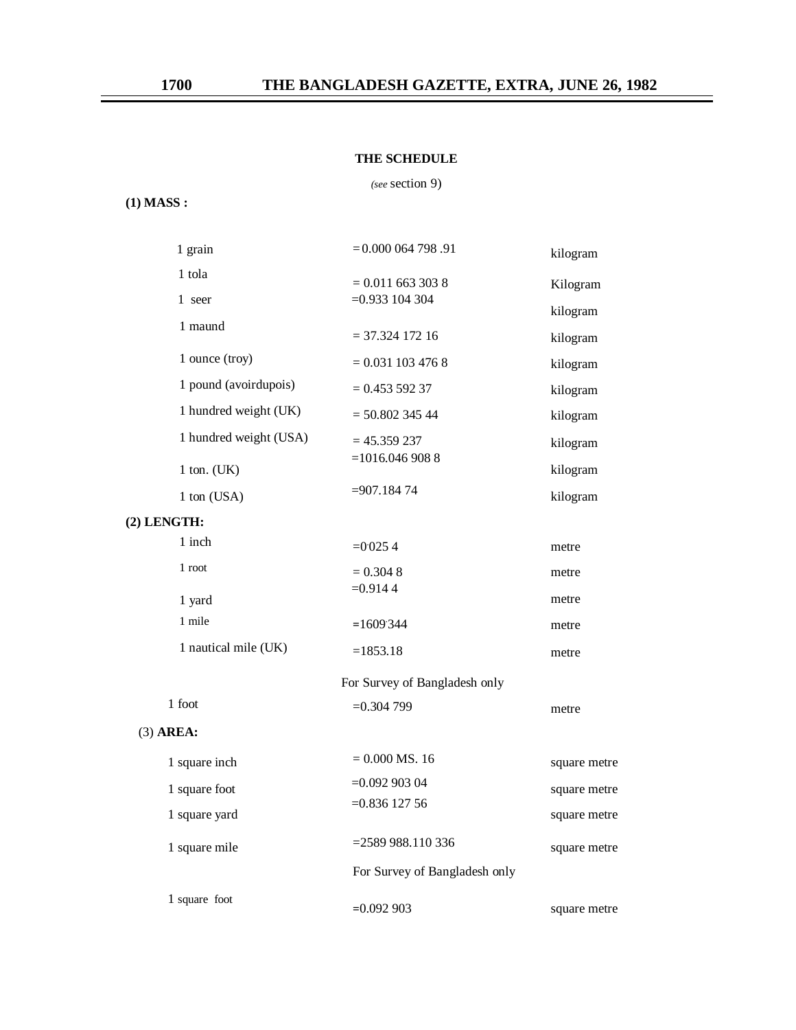## THE SCHEDULE

*(see* section 9)

**(1) MASS :**

| | | |
|---|---|---|
| 1 grain | = 0.000 064 798 .91 | kilogram |
| 1 tola | = 0.011 663 303 8 | Kilogram |
| 1 seer | =0.933 104 304 | kilogram |
| 1 maund | = 37.324 172 16 | kilogram |
| 1 ounce (troy) | = 0.031 103 476 8 | kilogram |
| 1 pound (avoirdupois) | = 0.453 592 37 | kilogram |
| 1 hundred weight (UK) | = 50.802 345 44 | kilogram |
| 1 hundred weight (USA) | = 45.359 237 | kilogram |
| 1 ton. (UK) | =1016.046 908 8 | kilogram |
| 1 ton (USA) | =907.184 74 | kilogram |

**(2) LENGTH:**

| | | |
|---|---|---|
| 1 inch | =0.025 4 | metre |
| 1 root | = 0.304 8 | metre |
| 1 yard | =0.914 4 | metre |
| 1 mile | =1609.344 | metre |
| 1 nautical mile (UK) | =1853.18 | metre |
| | For Survey of Bangladesh only | |
| 1 foot | =0.304 799 | metre |

(3) **AREA:**

| | | |
|---|---|---|
| 1 square inch | = 0.000 MS. 16 | square metre |
| 1 square foot | =0.092 903 04 | square metre |
| 1 square yard | =0.836 127 56 | square metre |
| 1 square mile | =2589 988.110 336 | square metre |
| | For Survey of Bangladesh only | |
| 1 square foot | =0.092 903 | square metre |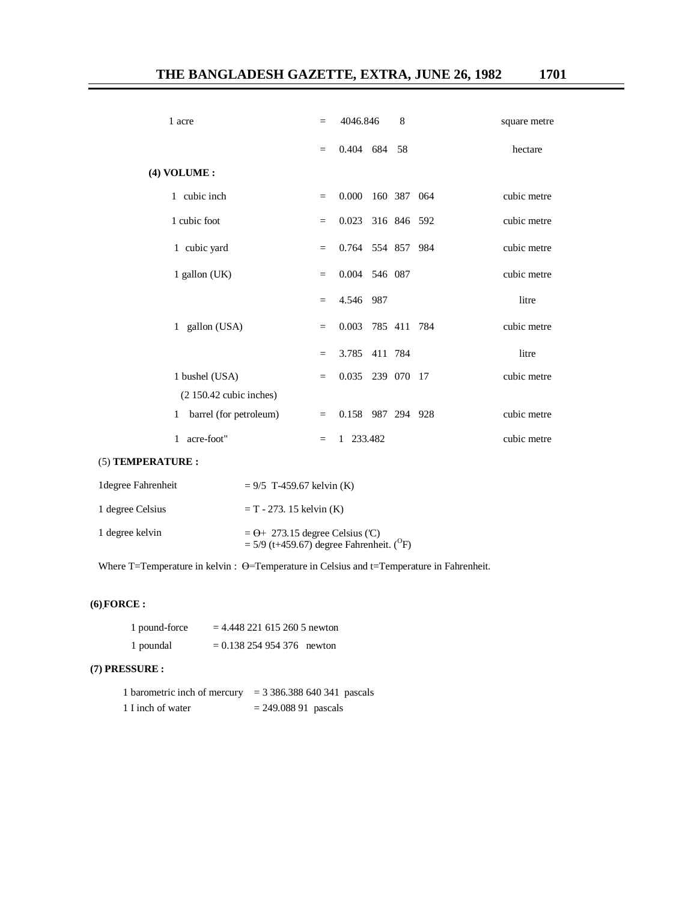| | | | |
|---|---|---|---|
| 1 acre | = | 4046.846 8 | square metre |
| | = | 0.404 684 58 | hectare |

**(4) VOLUME :**

| | | | |
|---|---|---|---|
| 1 cubic inch | = | 0.000 160 387 064 | cubic metre |
| 1 cubic foot | = | 0.023 316 846 592 | cubic metre |
| 1 cubic yard | = | 0.764 554 857 984 | cubic metre |
| 1 gallon (UK) | = | 0.004 546 087 | cubic metre |
| | = | 4.546 987 | litre |
| 1 gallon (USA) | = | 0.003 785 411 784 | cubic metre |
| | = | 3.785 411 784 | litre |
| 1 bushel (USA) (2 150.42 cubic inches) | = | 0.035 239 070 17 | cubic metre |
| 1 barrel (for petroleum) | = | 0.158 987 294 928 | cubic metre |
| 1 acre-foot" | = | 1 233.482 | cubic metre |

(5) **TEMPERATURE :**

| | |
|---|---|
| 1degree Fahrenheit | = 9/5 T-459.67 kelvin (K) |
| 1 degree Celsius | = T - 273. 15 kelvin (K) |
| 1 degree kelvin | = ϴ+ 273.15 degree Celsius ('C)<br>= 5/9 (t+459.67) degree Fahrenheit. ($^{O}$F) |

Where T=Temperature in kelvin : ϴ=Temperature in Celsius and t=Temperature in Fahrenheit.

**(6) FORCE :**

| | |
|---|---|
| 1 pound-force | = 4.448 221 615 260 5 newton |
| 1 poundal | = 0.138 254 954 376 newton |

**(7) PRESSURE :**

| | |
|---|---|
| 1 barometric inch of mercury | = 3 386.388 640 341 pascals |
| 1 I inch of water | = 249.088 91 pascals |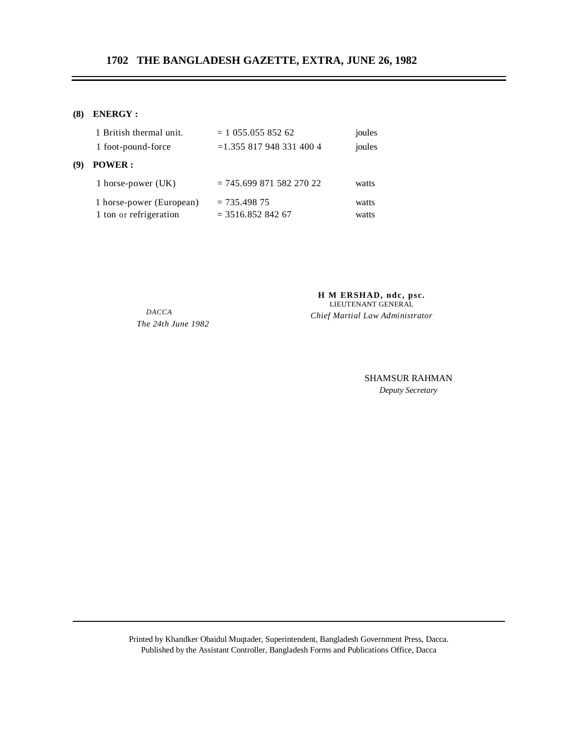**(8) ENERGY :**

| | | |
|---|---|---|
| 1 British thermal unit. | = 1 055.055 852 62 | joules |
| 1 foot-pound-force | =1.355 817 948 331 400 4 | joules |

**(9) POWER :**

| | | |
|---|---|---|
| 1 horse-power (UK) | = 745.699 871 582 270 22 | watts |
| 1 horse-power (European) | = 735.498 75 | watts |
| 1 ton or refrigeration | = 3516.852 842 67 | watts |

*DACCA*
*The 24th June 1982*

**H M ERSHAD, ndc, psc.**
LIEUTENANT GENERAL
*Chief Martial Law Administrator*

SHAMSUR RAHMAN
*Deputy Secretary*

Printed by Khandker Obaidul Muqtader, Superintendent, Bangladesh Government Press, Dacca.
Published by the Assistant Controller, Bangladesh Forms and Publications Office, Dacca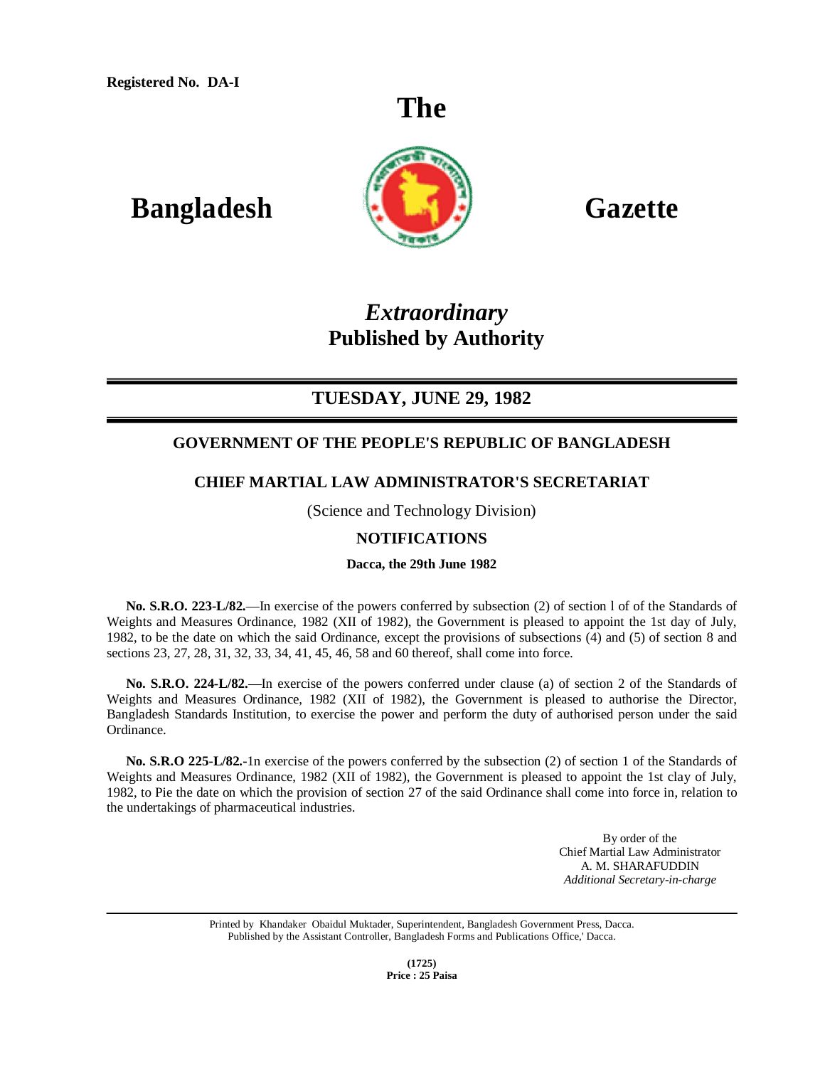**Registered No. DA-I**

# The Bangladesh Gazette

## *Extraordinary*
## Published by Authority

---

## TUESDAY, JUNE 29, 1982

---

### GOVERNMENT OF THE PEOPLE'S REPUBLIC OF BANGLADESH

### CHIEF MARTIAL LAW ADMINISTRATOR'S SECRETARIAT

(Science and Technology Division)

### NOTIFICATIONS

**Dacca, the 29th June 1982**

**No. S.R.O. 223-L/82.**—In exercise of the powers conferred by subsection (2) of section l of of the Standards of Weights and Measures Ordinance, 1982 (XII of 1982), the Government is pleased to appoint the 1st day of July, 1982, to be the date on which the said Ordinance, except the provisions of subsections (4) and (5) of section 8 and sections 23, 27, 28, 31, 32, 33, 34, 41, 45, 46, 58 and 60 thereof, shall come into force.

**No. S.R.O. 224-L/82.**—In exercise of the powers conferred under clause (a) of section 2 of the Standards of Weights and Measures Ordinance, 1982 (XII of 1982), the Government is pleased to authorise the Director, Bangladesh Standards Institution, to exercise the power and perform the duty of authorised person under the said Ordinance.

**No. S.R.O 225-L/82.**-1n exercise of the powers conferred by the subsection (2) of section 1 of the Standards of Weights and Measures Ordinance, 1982 (XII of 1982), the Government is pleased to appoint the 1st clay of July, 1982, to Pie the date on which the provision of section 27 of the said Ordinance shall come into force in, relation to the undertakings of pharmaceutical industries.

By order of the
Chief Martial Law Administrator
A. M. SHARAFUDDIN
*Additional Secretary-in-charge*

---

Printed by Khandaker Obaidul Muktader, Superintendent, Bangladesh Government Press, Dacca.
Published by the Assistant Controller, Bangladesh Forms and Publications Office,' Dacca.

**(1725)**
**Price : 25 Paisa**